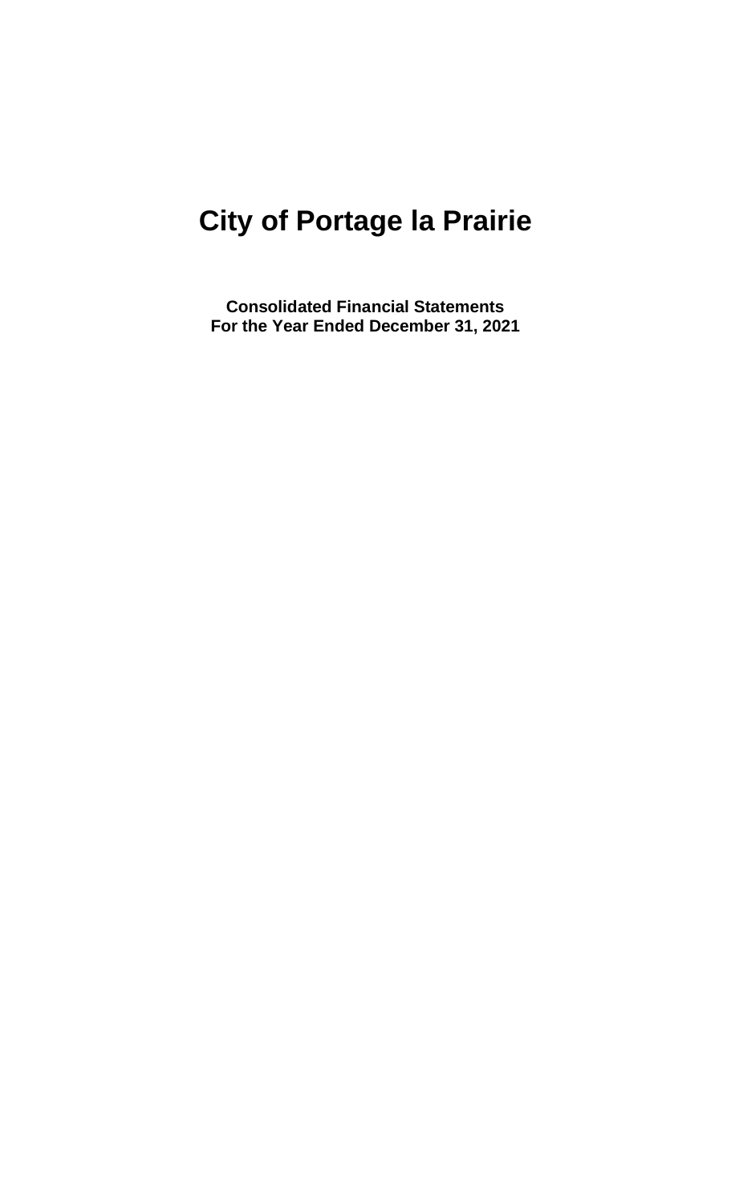# City of Portage la Prairie

**Consolidated Financial Statements**
**For the Year Ended December 31, 2021**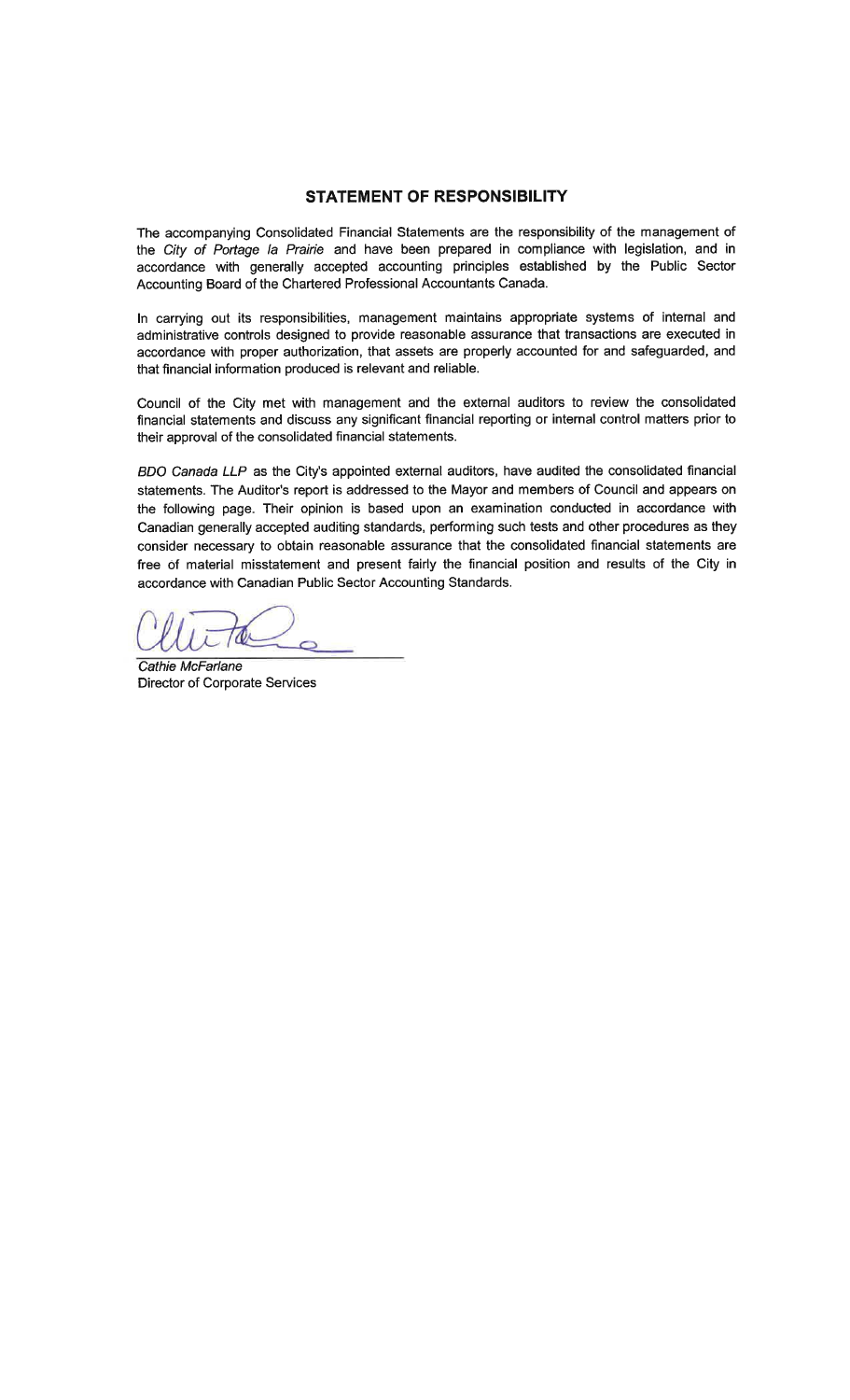## STATEMENT OF RESPONSIBILITY

The accompanying Consolidated Financial Statements are the responsibility of the management of the *City of Portage la Prairie* and have been prepared in compliance with legislation, and in accordance with generally accepted accounting principles established by the Public Sector Accounting Board of the Chartered Professional Accountants Canada.

In carrying out its responsibilities, management maintains appropriate systems of internal and administrative controls designed to provide reasonable assurance that transactions are executed in accordance with proper authorization, that assets are properly accounted for and safeguarded, and that financial information produced is relevant and reliable.

Council of the City met with management and the external auditors to review the consolidated financial statements and discuss any significant financial reporting or internal control matters prior to their approval of the consolidated financial statements.

*BDO Canada LLP* as the City's appointed external auditors, have audited the consolidated financial statements. The Auditor's report is addressed to the Mayor and members of Council and appears on the following page. Their opinion is based upon an examination conducted in accordance with Canadian generally accepted auditing standards, performing such tests and other procedures as they consider necessary to obtain reasonable assurance that the consolidated financial statements are free of material misstatement and present fairly the financial position and results of the City in accordance with Canadian Public Sector Accounting Standards.

*Cathie McFarlane*
Director of Corporate Services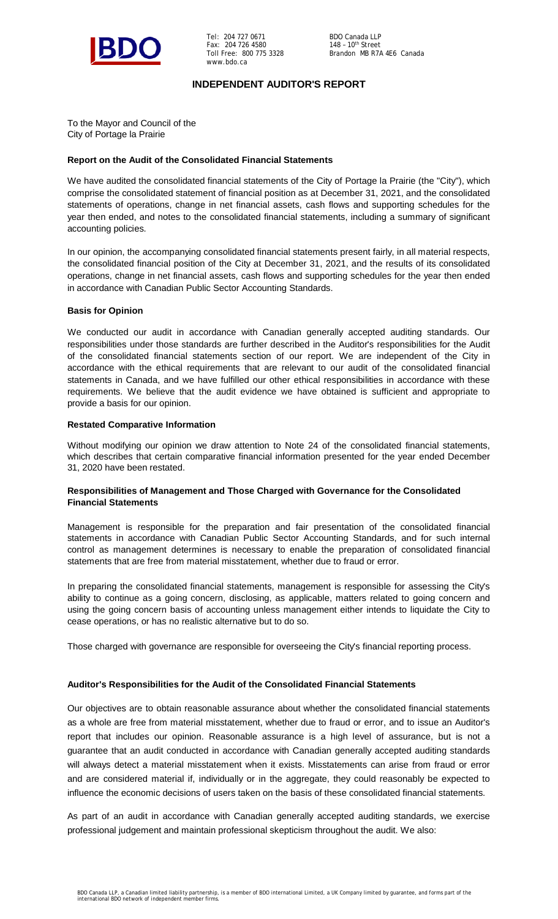Tel: 204 727 0671
Fax: 204 726 4580
Toll Free: 800 775 3328
www.bdo.ca

BDO Canada LLP
148 – 10th Street
Brandon MB R7A 4E6 Canada

## INDEPENDENT AUDITOR'S REPORT

To the Mayor and Council of the
City of Portage la Prairie

### Report on the Audit of the Consolidated Financial Statements

We have audited the consolidated financial statements of the City of Portage la Prairie (the "City"), which comprise the consolidated statement of financial position as at December 31, 2021, and the consolidated statements of operations, change in net financial assets, cash flows and supporting schedules for the year then ended, and notes to the consolidated financial statements, including a summary of significant accounting policies.

In our opinion, the accompanying consolidated financial statements present fairly, in all material respects, the consolidated financial position of the City at December 31, 2021, and the results of its consolidated operations, change in net financial assets, cash flows and supporting schedules for the year then ended in accordance with Canadian Public Sector Accounting Standards.

### Basis for Opinion

We conducted our audit in accordance with Canadian generally accepted auditing standards. Our responsibilities under those standards are further described in the Auditor's responsibilities for the Audit of the consolidated financial statements section of our report. We are independent of the City in accordance with the ethical requirements that are relevant to our audit of the consolidated financial statements in Canada, and we have fulfilled our other ethical responsibilities in accordance with these requirements. We believe that the audit evidence we have obtained is sufficient and appropriate to provide a basis for our opinion.

### Restated Comparative Information

Without modifying our opinion we draw attention to Note 24 of the consolidated financial statements, which describes that certain comparative financial information presented for the year ended December 31, 2020 have been restated.

### Responsibilities of Management and Those Charged with Governance for the Consolidated Financial Statements

Management is responsible for the preparation and fair presentation of the consolidated financial statements in accordance with Canadian Public Sector Accounting Standards, and for such internal control as management determines is necessary to enable the preparation of consolidated financial statements that are free from material misstatement, whether due to fraud or error.

In preparing the consolidated financial statements, management is responsible for assessing the City's ability to continue as a going concern, disclosing, as applicable, matters related to going concern and using the going concern basis of accounting unless management either intends to liquidate the City to cease operations, or has no realistic alternative but to do so.

Those charged with governance are responsible for overseeing the City's financial reporting process.

### Auditor's Responsibilities for the Audit of the Consolidated Financial Statements

Our objectives are to obtain reasonable assurance about whether the consolidated financial statements as a whole are free from material misstatement, whether due to fraud or error, and to issue an Auditor's report that includes our opinion. Reasonable assurance is a high level of assurance, but is not a guarantee that an audit conducted in accordance with Canadian generally accepted auditing standards will always detect a material misstatement when it exists. Misstatements can arise from fraud or error and are considered material if, individually or in the aggregate, they could reasonably be expected to influence the economic decisions of users taken on the basis of these consolidated financial statements.

As part of an audit in accordance with Canadian generally accepted auditing standards, we exercise professional judgement and maintain professional skepticism throughout the audit. We also:

BDO Canada LLP, a Canadian limited liability partnership, is a member of BDO International Limited, a UK Company limited by guarantee, and forms part of the international BDO network of independent member firms.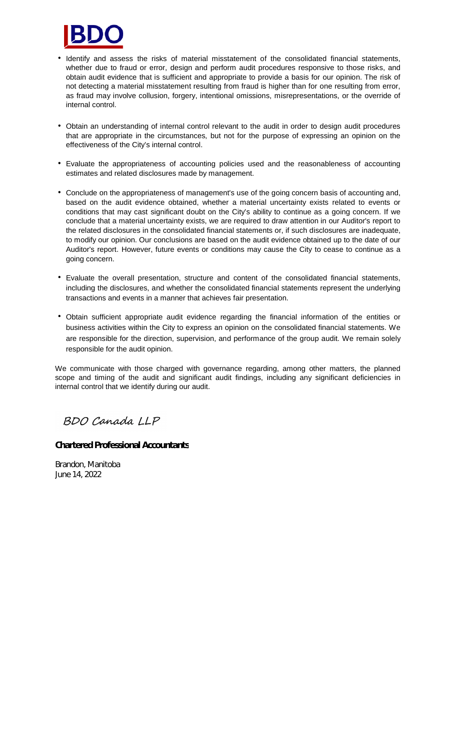- Identify and assess the risks of material misstatement of the consolidated financial statements, whether due to fraud or error, design and perform audit procedures responsive to those risks, and obtain audit evidence that is sufficient and appropriate to provide a basis for our opinion. The risk of not detecting a material misstatement resulting from fraud is higher than for one resulting from error, as fraud may involve collusion, forgery, intentional omissions, misrepresentations, or the override of internal control.

- Obtain an understanding of internal control relevant to the audit in order to design audit procedures that are appropriate in the circumstances, but not for the purpose of expressing an opinion on the effectiveness of the City's internal control.

- Evaluate the appropriateness of accounting policies used and the reasonableness of accounting estimates and related disclosures made by management.

- Conclude on the appropriateness of management's use of the going concern basis of accounting and, based on the audit evidence obtained, whether a material uncertainty exists related to events or conditions that may cast significant doubt on the City's ability to continue as a going concern. If we conclude that a material uncertainty exists, we are required to draw attention in our Auditor's report to the related disclosures in the consolidated financial statements or, if such disclosures are inadequate, to modify our opinion. Our conclusions are based on the audit evidence obtained up to the date of our Auditor's report. However, future events or conditions may cause the City to cease to continue as a going concern.

- Evaluate the overall presentation, structure and content of the consolidated financial statements, including the disclosures, and whether the consolidated financial statements represent the underlying transactions and events in a manner that achieves fair presentation.

- Obtain sufficient appropriate audit evidence regarding the financial information of the entities or business activities within the City to express an opinion on the consolidated financial statements. We are responsible for the direction, supervision, and performance of the group audit. We remain solely responsible for the audit opinion.

We communicate with those charged with governance regarding, among other matters, the planned scope and timing of the audit and significant audit findings, including any significant deficiencies in internal control that we identify during our audit.

*BDO Canada LLP*

**Chartered Professional Accountants**

Brandon, Manitoba
June 14, 2022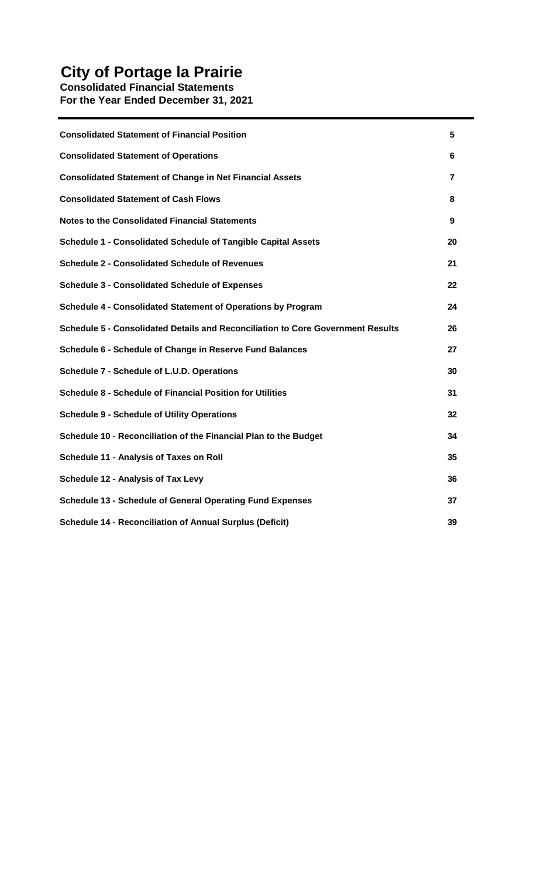# City of Portage la Prairie

**Consolidated Financial Statements**
**For the Year Ended December 31, 2021**

| | |
|---|---|
| **Consolidated Statement of Financial Position** | **5** |
| **Consolidated Statement of Operations** | **6** |
| **Consolidated Statement of Change in Net Financial Assets** | **7** |
| **Consolidated Statement of Cash Flows** | **8** |
| **Notes to the Consolidated Financial Statements** | **9** |
| **Schedule 1 - Consolidated Schedule of Tangible Capital Assets** | **20** |
| **Schedule 2 - Consolidated Schedule of Revenues** | **21** |
| **Schedule 3 - Consolidated Schedule of Expenses** | **22** |
| **Schedule 4 - Consolidated Statement of Operations by Program** | **24** |
| **Schedule 5 - Consolidated Details and Reconciliation to Core Government Results** | **26** |
| **Schedule 6 - Schedule of Change in Reserve Fund Balances** | **27** |
| **Schedule 7 - Schedule of L.U.D. Operations** | **30** |
| **Schedule 8 - Schedule of Financial Position for Utilities** | **31** |
| **Schedule 9 - Schedule of Utility Operations** | **32** |
| **Schedule 10 - Reconciliation of the Financial Plan to the Budget** | **34** |
| **Schedule 11 - Analysis of Taxes on Roll** | **35** |
| **Schedule 12 - Analysis of Tax Levy** | **36** |
| **Schedule 13 - Schedule of General Operating Fund Expenses** | **37** |
| **Schedule 14 - Reconciliation of Annual Surplus (Deficit)** | **39** |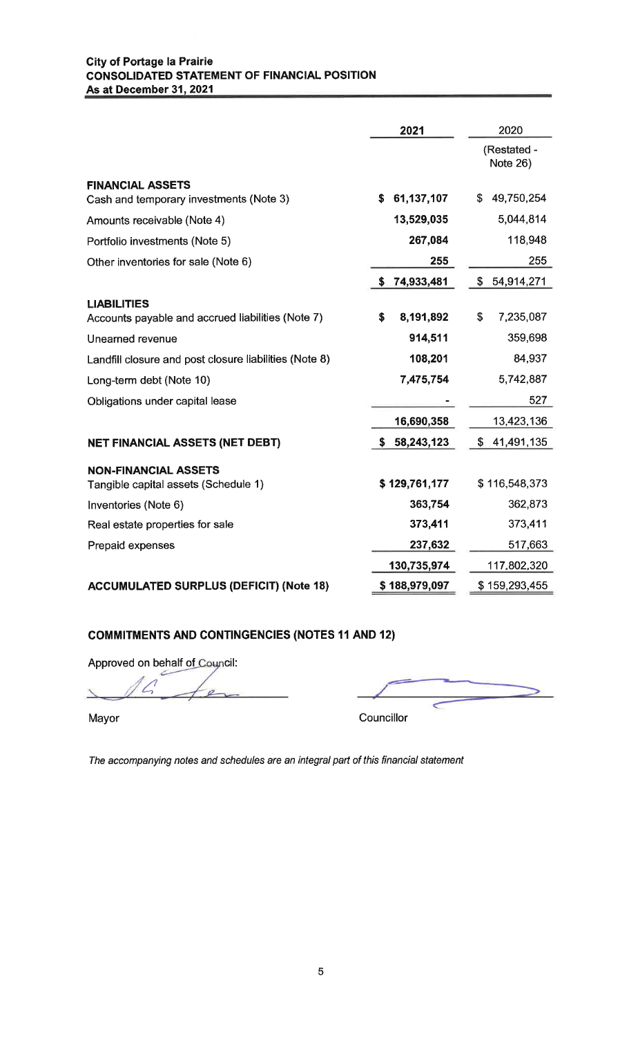**City of Portage la Prairie**
**CONSOLIDATED STATEMENT OF FINANCIAL POSITION**
**As at December 31, 2021**

| | 2021 | 2020 |
|---|---|---|
| | | (Restated - Note 26) |
| **FINANCIAL ASSETS** | | |
| Cash and temporary investments (Note 3) | $ 61,137,107 | $ 49,750,254 |
| Amounts receivable (Note 4) | 13,529,035 | 5,044,814 |
| Portfolio investments (Note 5) | 267,084 | 118,948 |
| Other inventories for sale (Note 6) | 255 | 255 |
| | $ 74,933,481 | $ 54,914,271 |
| **LIABILITIES** | | |
| Accounts payable and accrued liabilities (Note 7) | $ 8,191,892 | $ 7,235,087 |
| Unearned revenue | 914,511 | 359,698 |
| Landfill closure and post closure liabilities (Note 8) | 108,201 | 84,937 |
| Long-term debt (Note 10) | 7,475,754 | 5,742,887 |
| Obligations under capital lease | - | 527 |
| | 16,690,358 | 13,423,136 |
| **NET FINANCIAL ASSETS (NET DEBT)** | $ 58,243,123 | $ 41,491,135 |
| **NON-FINANCIAL ASSETS** | | |
| Tangible capital assets (Schedule 1) | $ 129,761,177 | $ 116,548,373 |
| Inventories (Note 6) | 363,754 | 362,873 |
| Real estate properties for sale | 373,411 | 373,411 |
| Prepaid expenses | 237,632 | 517,663 |
| | 130,735,974 | 117,802,320 |
| **ACCUMULATED SURPLUS (DEFICIT) (Note 18)** | $ 188,979,097 | $ 159,293,455 |

**COMMITMENTS AND CONTINGENCIES (NOTES 11 AND 12)**

Approved on behalf of Council:

Mayor

Councillor

*The accompanying notes and schedules are an integral part of this financial statement*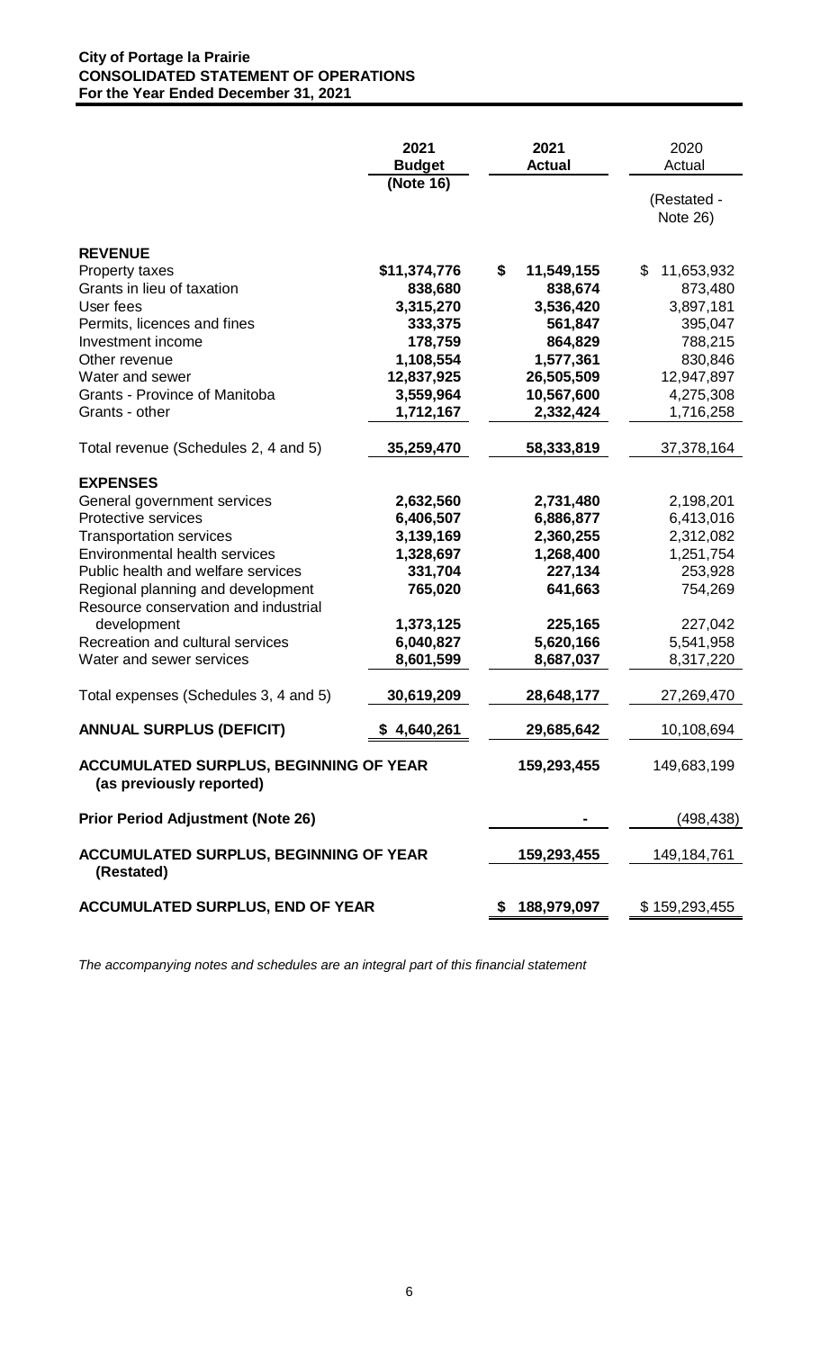**City of Portage la Prairie**
**CONSOLIDATED STATEMENT OF OPERATIONS**
**For the Year Ended December 31, 2021**

| | 2021 Budget (Note 16) | 2021 Actual | 2020 Actual (Restated - Note 26) |
|---|---|---|---|
| **REVENUE** | | | |
| Property taxes | $11,374,776 | $ 11,549,155 | $ 11,653,932 |
| Grants in lieu of taxation | 838,680 | 838,674 | 873,480 |
| User fees | 3,315,270 | 3,536,420 | 3,897,181 |
| Permits, licences and fines | 333,375 | 561,847 | 395,047 |
| Investment income | 178,759 | 864,829 | 788,215 |
| Other revenue | 1,108,554 | 1,577,361 | 830,846 |
| Water and sewer | 12,837,925 | 26,505,509 | 12,947,897 |
| Grants - Province of Manitoba | 3,559,964 | 10,567,600 | 4,275,308 |
| Grants - other | 1,712,167 | 2,332,424 | 1,716,258 |
| Total revenue (Schedules 2, 4 and 5) | 35,259,470 | 58,333,819 | 37,378,164 |
| **EXPENSES** | | | |
| General government services | 2,632,560 | 2,731,480 | 2,198,201 |
| Protective services | 6,406,507 | 6,886,877 | 6,413,016 |
| Transportation services | 3,139,169 | 2,360,255 | 2,312,082 |
| Environmental health services | 1,328,697 | 1,268,400 | 1,251,754 |
| Public health and welfare services | 331,704 | 227,134 | 253,928 |
| Regional planning and development | 765,020 | 641,663 | 754,269 |
| Resource conservation and industrial development | 1,373,125 | 225,165 | 227,042 |
| Recreation and cultural services | 6,040,827 | 5,620,166 | 5,541,958 |
| Water and sewer services | 8,601,599 | 8,687,037 | 8,317,220 |
| Total expenses (Schedules 3, 4 and 5) | 30,619,209 | 28,648,177 | 27,269,470 |
| **ANNUAL SURPLUS (DEFICIT)** | $ 4,640,261 | 29,685,642 | 10,108,694 |
| **ACCUMULATED SURPLUS, BEGINNING OF YEAR (as previously reported)** | | 159,293,455 | 149,683,199 |
| **Prior Period Adjustment (Note 26)** | | - | (498,438) |
| **ACCUMULATED SURPLUS, BEGINNING OF YEAR (Restated)** | | 159,293,455 | 149,184,761 |
| **ACCUMULATED SURPLUS, END OF YEAR** | | $ 188,979,097 | $ 159,293,455 |

*The accompanying notes and schedules are an integral part of this financial statement*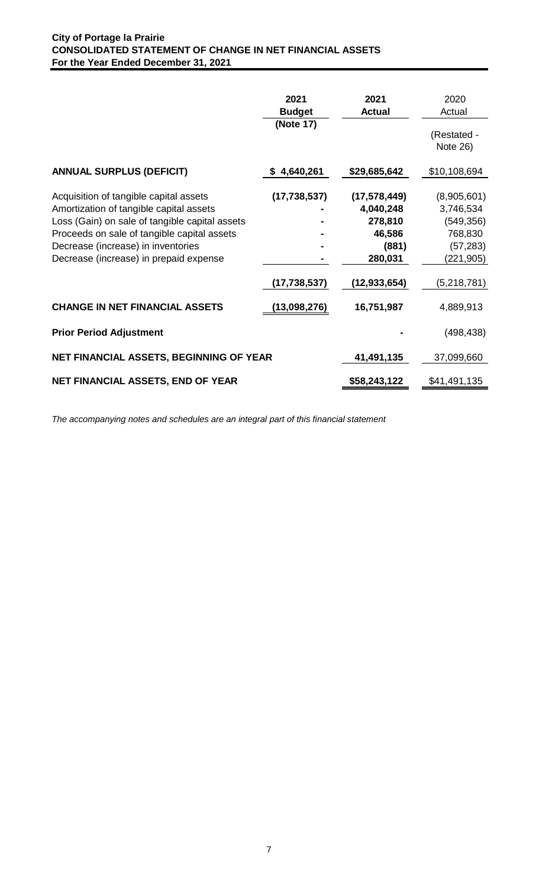**City of Portage la Prairie**
**CONSOLIDATED STATEMENT OF CHANGE IN NET FINANCIAL ASSETS**
**For the Year Ended December 31, 2021**

| | **2021 Budget (Note 17)** | **2021 Actual** | 2020 Actual (Restated - Note 26) |
|---|---|---|---|
| **ANNUAL SURPLUS (DEFICIT)** | **$ 4,640,261** | **$29,685,642** | $10,108,694 |
| Acquisition of tangible capital assets | **(17,738,537)** | **(17,578,449)** | (8,905,601) |
| Amortization of tangible capital assets | **-** | **4,040,248** | 3,746,534 |
| Loss (Gain) on sale of tangible capital assets | **-** | **278,810** | (549,356) |
| Proceeds on sale of tangible capital assets | **-** | **46,586** | 768,830 |
| Decrease (increase) in inventories | **-** | **(881)** | (57,283) |
| Decrease (increase) in prepaid expense | **-** | **280,031** | (221,905) |
| | **(17,738,537)** | **(12,933,654)** | (5,218,781) |
| **CHANGE IN NET FINANCIAL ASSETS** | **(13,098,276)** | **16,751,987** | 4,889,913 |
| **Prior Period Adjustment** | | **-** | (498,438) |
| **NET FINANCIAL ASSETS, BEGINNING OF YEAR** | | **41,491,135** | 37,099,660 |
| **NET FINANCIAL ASSETS, END OF YEAR** | | **$58,243,122** | $41,491,135 |

*The accompanying notes and schedules are an integral part of this financial statement*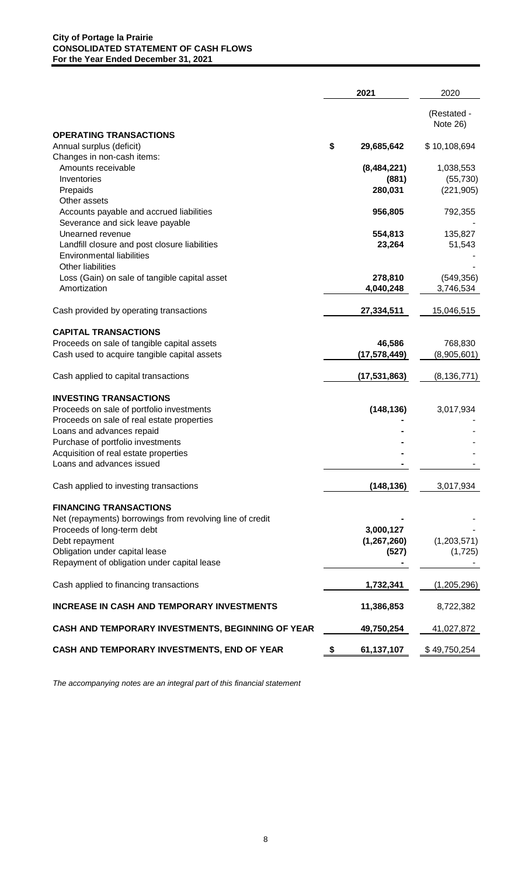**City of Portage la Prairie**
**CONSOLIDATED STATEMENT OF CASH FLOWS**
**For the Year Ended December 31, 2021**

| | 2021 | 2020 |
|---|---|---|
| | | (Restated - Note 26) |
| **OPERATING TRANSACTIONS** | | |
| Annual surplus (deficit) | **$ 29,685,642** | $ 10,108,694 |
| Changes in non-cash items: | | |
| Amounts receivable | **(8,484,221)** | 1,038,553 |
| Inventories | **(881)** | (55,730) |
| Prepaids | **280,031** | (221,905) |
| Other assets | | |
| Accounts payable and accrued liabilities | **956,805** | 792,355 |
| Severance and sick leave payable | | - |
| Unearned revenue | **554,813** | 135,827 |
| Landfill closure and post closure liabilities | **23,264** | 51,543 |
| Environmental liabilities | | - |
| Other liabilities | | - |
| Loss (Gain) on sale of tangible capital asset | **278,810** | (549,356) |
| Amortization | **4,040,248** | 3,746,534 |
| Cash provided by operating transactions | **27,334,511** | 15,046,515 |
| **CAPITAL TRANSACTIONS** | | |
| Proceeds on sale of tangible capital assets | **46,586** | 768,830 |
| Cash used to acquire tangible capital assets | **(17,578,449)** | (8,905,601) |
| Cash applied to capital transactions | **(17,531,863)** | (8,136,771) |
| **INVESTING TRANSACTIONS** | | |
| Proceeds on sale of portfolio investments | **(148,136)** | 3,017,934 |
| Proceeds on sale of real estate properties | **-** | - |
| Loans and advances repaid | **-** | - |
| Purchase of portfolio investments | **-** | - |
| Acquisition of real estate properties | **-** | - |
| Loans and advances issued | **-** | - |
| Cash applied to investing transactions | **(148,136)** | 3,017,934 |
| **FINANCING TRANSACTIONS** | | |
| Net (repayments) borrowings from revolving line of credit | **-** | - |
| Proceeds of long-term debt | **3,000,127** | - |
| Debt repayment | **(1,267,260)** | (1,203,571) |
| Obligation under capital lease | **(527)** | (1,725) |
| Repayment of obligation under capital lease | **-** | - |
| Cash applied to financing transactions | **1,732,341** | (1,205,296) |
| **INCREASE IN CASH AND TEMPORARY INVESTMENTS** | **11,386,853** | 8,722,382 |
| **CASH AND TEMPORARY INVESTMENTS, BEGINNING OF YEAR** | **49,750,254** | 41,027,872 |
| **CASH AND TEMPORARY INVESTMENTS, END OF YEAR** | **$ 61,137,107** | $ 49,750,254 |

*The accompanying notes are an integral part of this financial statement*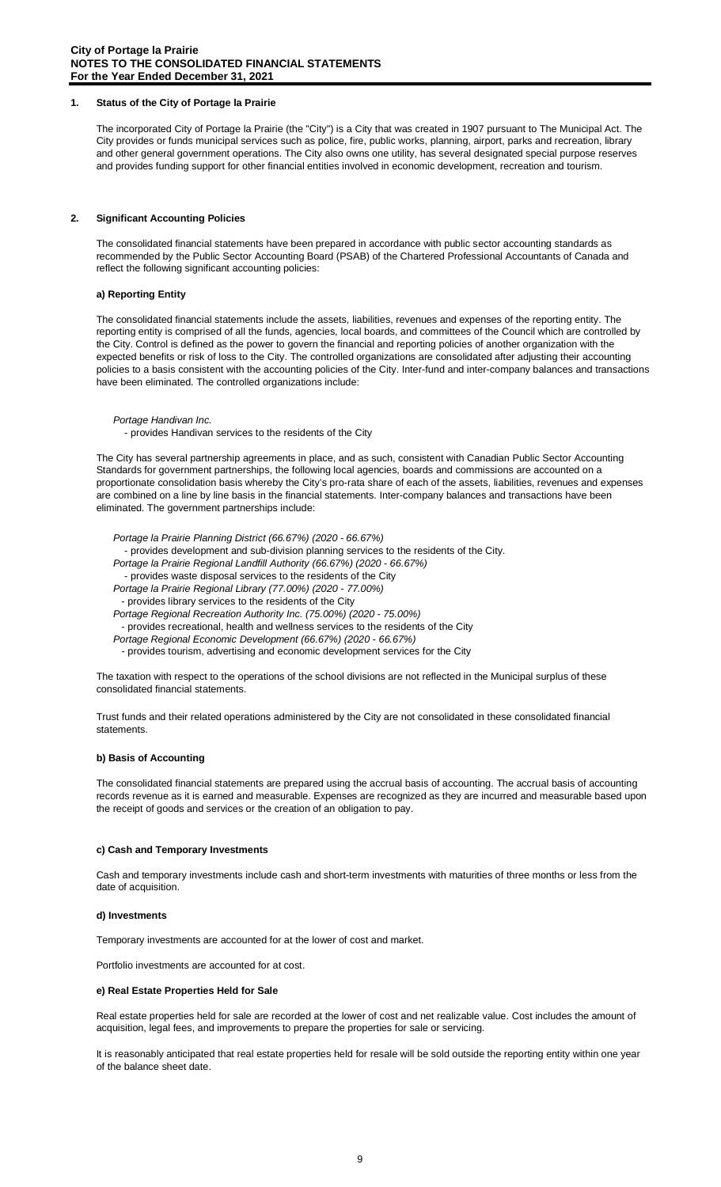## 1. Status of the City of Portage la Prairie

The incorporated City of Portage la Prairie (the "City") is a City that was created in 1907 pursuant to The Municipal Act. The City provides or funds municipal services such as police, fire, public works, planning, airport, parks and recreation, library and other general government operations. The City also owns one utility, has several designated special purpose reserves and provides funding support for other financial entities involved in economic development, recreation and tourism.

## 2. Significant Accounting Policies

The consolidated financial statements have been prepared in accordance with public sector accounting standards as recommended by the Public Sector Accounting Board (PSAB) of the Chartered Professional Accountants of Canada and reflect the following significant accounting policies:

### a) Reporting Entity

The consolidated financial statements include the assets, liabilities, revenues and expenses of the reporting entity. The reporting entity is comprised of all the funds, agencies, local boards, and committees of the Council which are controlled by the City. Control is defined as the power to govern the financial and reporting policies of another organization with the expected benefits or risk of loss to the City. The controlled organizations are consolidated after adjusting their accounting policies to a basis consistent with the accounting policies of the City. Inter-fund and inter-company balances and transactions have been eliminated. The controlled organizations include:

*Portage Handivan Inc.*
- provides Handivan services to the residents of the City

The City has several partnership agreements in place, and as such, consistent with Canadian Public Sector Accounting Standards for government partnerships, the following local agencies, boards and commissions are accounted on a proportionate consolidation basis whereby the City's pro-rata share of each of the assets, liabilities, revenues and expenses are combined on a line by line basis in the financial statements. Inter-company balances and transactions have been eliminated. The government partnerships include:

*Portage la Prairie Planning District (66.67%) (2020 - 66.67%)*
- provides development and sub-division planning services to the residents of the City.

*Portage la Prairie Regional Landfill Authority (66.67%) (2020 - 66.67%)*
- provides waste disposal services to the residents of the City

*Portage la Prairie Regional Library (77.00%) (2020 - 77.00%)*
- provides library services to the residents of the City

*Portage Regional Recreation Authority Inc. (75.00%) (2020 - 75.00%)*
- provides recreational, health and wellness services to the residents of the City

*Portage Regional Economic Development (66.67%) (2020 - 66.67%)*
- provides tourism, advertising and economic development services for the City

The taxation with respect to the operations of the school divisions are not reflected in the Municipal surplus of these consolidated financial statements.

Trust funds and their related operations administered by the City are not consolidated in these consolidated financial statements.

### b) Basis of Accounting

The consolidated financial statements are prepared using the accrual basis of accounting. The accrual basis of accounting records revenue as it is earned and measurable. Expenses are recognized as they are incurred and measurable based upon the receipt of goods and services or the creation of an obligation to pay.

### c) Cash and Temporary Investments

Cash and temporary investments include cash and short-term investments with maturities of three months or less from the date of acquisition.

### d) Investments

Temporary investments are accounted for at the lower of cost and market.

Portfolio investments are accounted for at cost.

### e) Real Estate Properties Held for Sale

Real estate properties held for sale are recorded at the lower of cost and net realizable value. Cost includes the amount of acquisition, legal fees, and improvements to prepare the properties for sale or servicing.

It is reasonably anticipated that real estate properties held for resale will be sold outside the reporting entity within one year of the balance sheet date.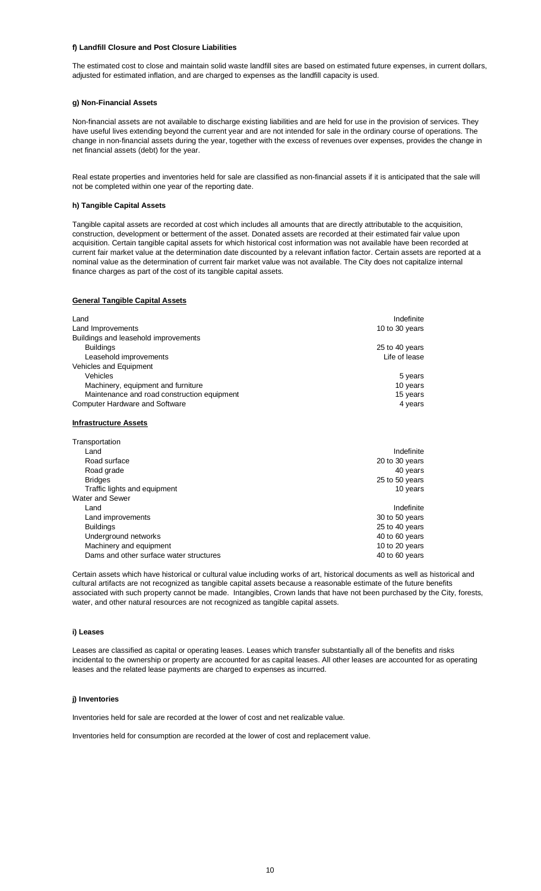#### f) Landfill Closure and Post Closure Liabilities

The estimated cost to close and maintain solid waste landfill sites are based on estimated future expenses, in current dollars, adjusted for estimated inflation, and are charged to expenses as the landfill capacity is used.

#### g) Non-Financial Assets

Non-financial assets are not available to discharge existing liabilities and are held for use in the provision of services. They have useful lives extending beyond the current year and are not intended for sale in the ordinary course of operations. The change in non-financial assets during the year, together with the excess of revenues over expenses, provides the change in net financial assets (debt) for the year.

Real estate properties and inventories held for sale are classified as non-financial assets if it is anticipated that the sale will not be completed within one year of the reporting date.

#### h) Tangible Capital Assets

Tangible capital assets are recorded at cost which includes all amounts that are directly attributable to the acquisition, construction, development or betterment of the asset. Donated assets are recorded at their estimated fair value upon acquisition. Certain tangible capital assets for which historical cost information was not available have been recorded at current fair market value at the determination date discounted by a relevant inflation factor. Certain assets are reported at a nominal value as the determination of current fair market value was not available. The City does not capitalize internal finance charges as part of the cost of its tangible capital assets.

**General Tangible Capital Assets**

| | |
|---|---|
| Land | Indefinite |
| Land Improvements | 10 to 30 years |
| Buildings and leasehold improvements | |
| Buildings | 25 to 40 years |
| Leasehold improvements | Life of lease |
| Vehicles and Equipment | |
| Vehicles | 5 years |
| Machinery, equipment and furniture | 10 years |
| Maintenance and road construction equipment | 15 years |
| Computer Hardware and Software | 4 years |

**Infrastructure Assets**

| | |
|---|---|
| Transportation | |
| Land | Indefinite |
| Road surface | 20 to 30 years |
| Road grade | 40 years |
| Bridges | 25 to 50 years |
| Traffic lights and equipment | 10 years |
| Water and Sewer | |
| Land | Indefinite |
| Land improvements | 30 to 50 years |
| Buildings | 25 to 40 years |
| Underground networks | 40 to 60 years |
| Machinery and equipment | 10 to 20 years |
| Dams and other surface water structures | 40 to 60 years |

Certain assets which have historical or cultural value including works of art, historical documents as well as historical and cultural artifacts are not recognized as tangible capital assets because a reasonable estimate of the future benefits associated with such property cannot be made. Intangibles, Crown lands that have not been purchased by the City, forests, water, and other natural resources are not recognized as tangible capital assets.

#### i) Leases

Leases are classified as capital or operating leases. Leases which transfer substantially all of the benefits and risks incidental to the ownership or property are accounted for as capital leases. All other leases are accounted for as operating leases and the related lease payments are charged to expenses as incurred.

#### j) Inventories

Inventories held for sale are recorded at the lower of cost and net realizable value.

Inventories held for consumption are recorded at the lower of cost and replacement value.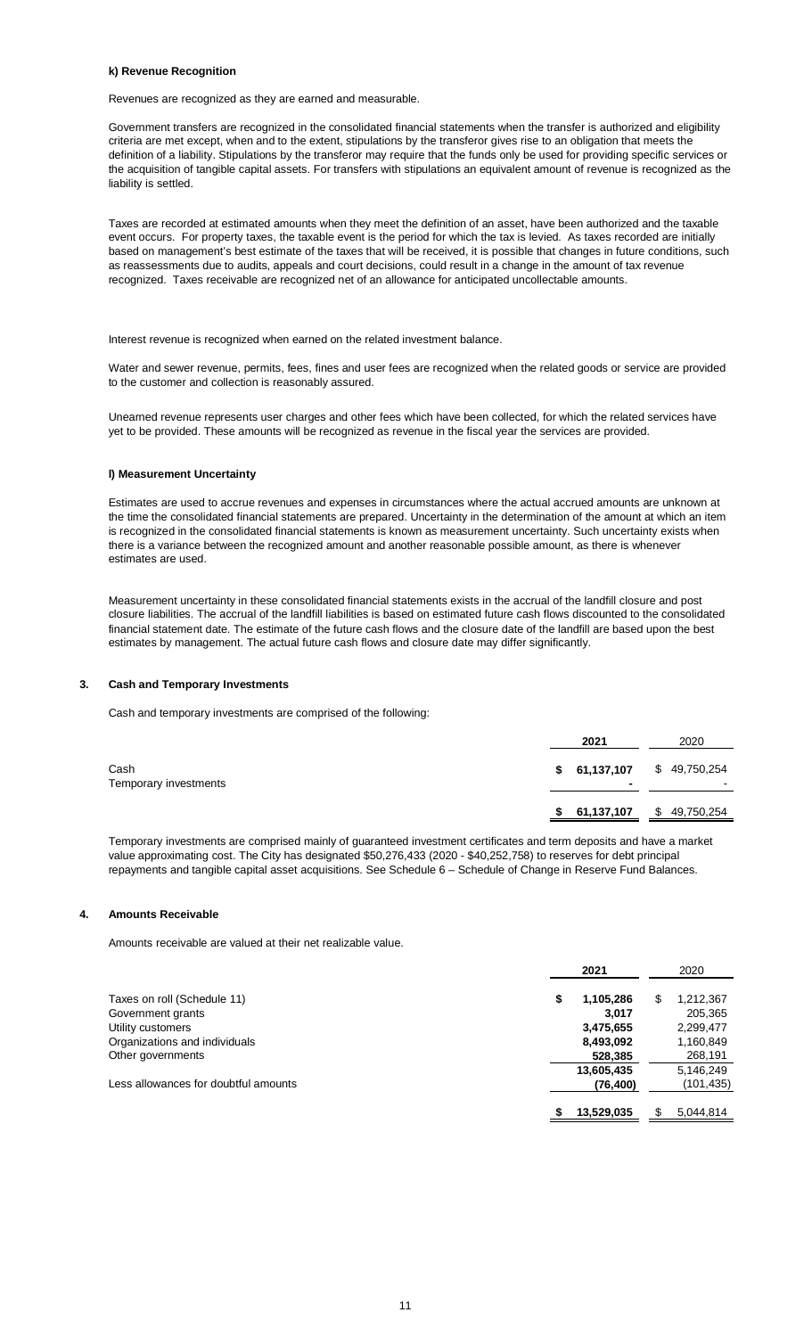#### k) Revenue Recognition

Revenues are recognized as they are earned and measurable.

Government transfers are recognized in the consolidated financial statements when the transfer is authorized and eligibility criteria are met except, when and to the extent, stipulations by the transferor gives rise to an obligation that meets the definition of a liability. Stipulations by the transferor may require that the funds only be used for providing specific services or the acquisition of tangible capital assets. For transfers with stipulations an equivalent amount of revenue is recognized as the liability is settled.

Taxes are recorded at estimated amounts when they meet the definition of an asset, have been authorized and the taxable event occurs. For property taxes, the taxable event is the period for which the tax is levied. As taxes recorded are initially based on management's best estimate of the taxes that will be received, it is possible that changes in future conditions, such as reassessments due to audits, appeals and court decisions, could result in a change in the amount of tax revenue recognized. Taxes receivable are recognized net of an allowance for anticipated uncollectable amounts.

Interest revenue is recognized when earned on the related investment balance.

Water and sewer revenue, permits, fees, fines and user fees are recognized when the related goods or service are provided to the customer and collection is reasonably assured.

Unearned revenue represents user charges and other fees which have been collected, for which the related services have yet to be provided. These amounts will be recognized as revenue in the fiscal year the services are provided.

#### l) Measurement Uncertainty

Estimates are used to accrue revenues and expenses in circumstances where the actual accrued amounts are unknown at the time the consolidated financial statements are prepared. Uncertainty in the determination of the amount at which an item is recognized in the consolidated financial statements is known as measurement uncertainty. Such uncertainty exists when there is a variance between the recognized amount and another reasonable possible amount, as there is whenever estimates are used.

Measurement uncertainty in these consolidated financial statements exists in the accrual of the landfill closure and post closure liabilities. The accrual of the landfill liabilities is based on estimated future cash flows discounted to the consolidated financial statement date. The estimate of the future cash flows and the closure date of the landfill are based upon the best estimates by management. The actual future cash flows and closure date may differ significantly.

### 3. Cash and Temporary Investments

Cash and temporary investments are comprised of the following:

| | 2021 | 2020 |
|---|---|---|
| Cash | $ 61,137,107 | $ 49,750,254 |
| Temporary investments | - | - |
| | $ 61,137,107 | $ 49,750,254 |

Temporary investments are comprised mainly of guaranteed investment certificates and term deposits and have a market value approximating cost. The City has designated $50,276,433 (2020 - $40,252,758) to reserves for debt principal repayments and tangible capital asset acquisitions. See Schedule 6 – Schedule of Change in Reserve Fund Balances.

### 4. Amounts Receivable

Amounts receivable are valued at their net realizable value.

| | 2021 | 2020 |
|---|---|---|
| Taxes on roll (Schedule 11) | $ 1,105,286 | $ 1,212,367 |
| Government grants | 3,017 | 205,365 |
| Utility customers | 3,475,655 | 2,299,477 |
| Organizations and individuals | 8,493,092 | 1,160,849 |
| Other governments | 528,385 | 268,191 |
| | 13,605,435 | 5,146,249 |
| Less allowances for doubtful amounts | (76,400) | (101,435) |
| | $ 13,529,035 | $ 5,044,814 |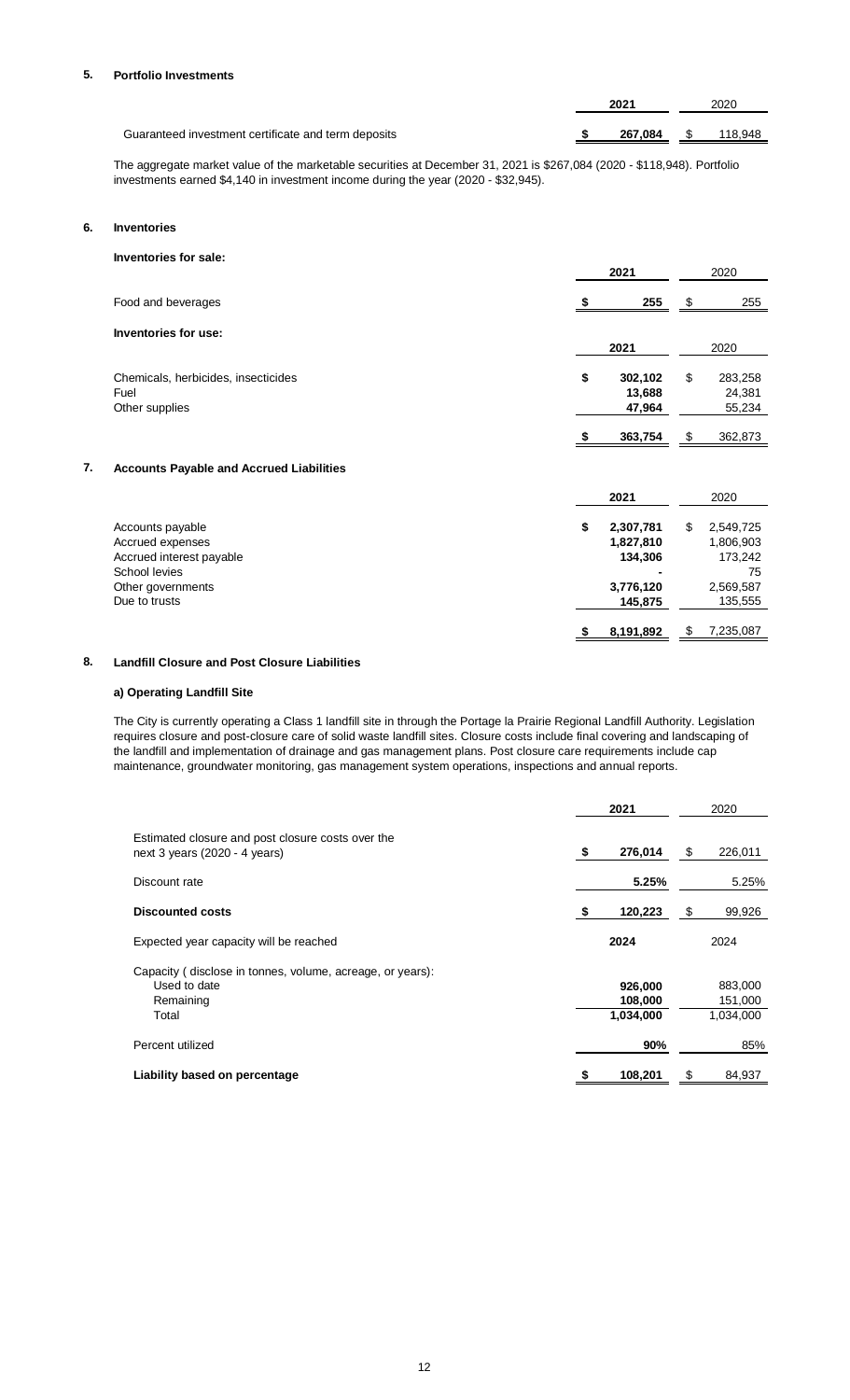## 5. Portfolio Investments

| | 2021 | 2020 |
|---|---|---|
| Guaranteed investment certificate and term deposits | **$ 267,084** | $ 118,948 |

The aggregate market value of the marketable securities at December 31, 2021 is $267,084 (2020 - $118,948). Portfolio investments earned $4,140 in investment income during the year (2020 - $32,945).

## 6. Inventories

**Inventories for sale:**

| | 2021 | 2020 |
|---|---|---|
| Food and beverages | **$ 255** | $ 255 |

**Inventories for use:**

| | 2021 | 2020 |
|---|---|---|
| Chemicals, herbicides, insecticides | **$ 302,102** | $ 283,258 |
| Fuel | **13,688** | 24,381 |
| Other supplies | **47,964** | 55,234 |
| | **$ 363,754** | $ 362,873 |

## 7. Accounts Payable and Accrued Liabilities

| | 2021 | 2020 |
|---|---|---|
| Accounts payable | **$ 2,307,781** | $ 2,549,725 |
| Accrued expenses | **1,827,810** | 1,806,903 |
| Accrued interest payable | **134,306** | 173,242 |
| School levies | **-** | 75 |
| Other governments | **3,776,120** | 2,569,587 |
| Due to trusts | **145,875** | 135,555 |
| | **$ 8,191,892** | $ 7,235,087 |

## 8. Landfill Closure and Post Closure Liabilities

### a) Operating Landfill Site

The City is currently operating a Class 1 landfill site in through the Portage la Prairie Regional Landfill Authority. Legislation requires closure and post-closure care of solid waste landfill sites. Closure costs include final covering and landscaping of the landfill and implementation of drainage and gas management plans. Post closure care requirements include cap maintenance, groundwater monitoring, gas management system operations, inspections and annual reports.

| | 2021 | 2020 |
|---|---|---|
| Estimated closure and post closure costs over the next 3 years (2020 - 4 years) | **$ 276,014** | $ 226,011 |
| Discount rate | **5.25%** | 5.25% |
| **Discounted costs** | **$ 120,223** | $ 99,926 |
| Expected year capacity will be reached | **2024** | 2024 |
| Capacity ( disclose in tonnes, volume, acreage, or years): | | |
| Used to date | **926,000** | 883,000 |
| Remaining | **108,000** | 151,000 |
| Total | **1,034,000** | 1,034,000 |
| Percent utilized | **90%** | 85% |
| **Liability based on percentage** | **$ 108,201** | $ 84,937 |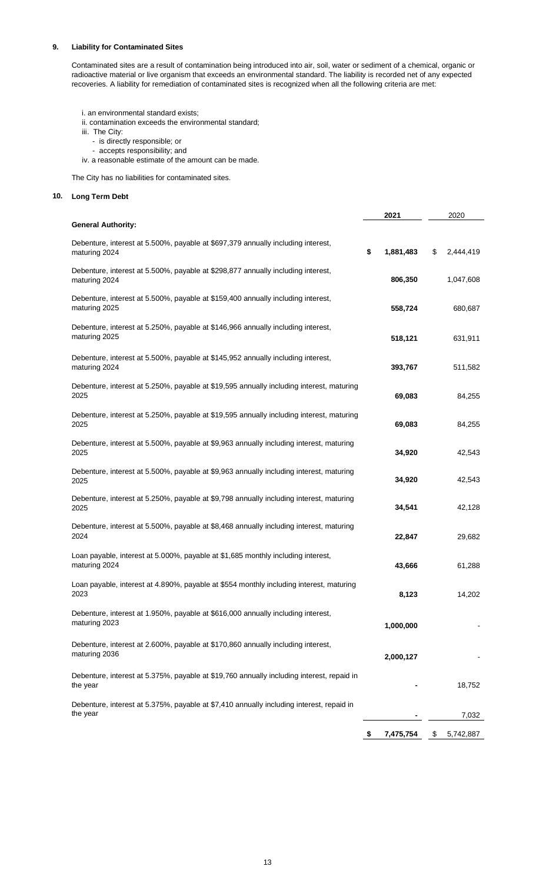## 9. Liability for Contaminated Sites

Contaminated sites are a result of contamination being introduced into air, soil, water or sediment of a chemical, organic or radioactive material or live organism that exceeds an environmental standard. The liability is recorded net of any expected recoveries. A liability for remediation of contaminated sites is recognized when all the following criteria are met:

i. an environmental standard exists;
ii. contamination exceeds the environmental standard;
iii. The City:
  - is directly responsible; or
  - accepts responsibility; and
iv. a reasonable estimate of the amount can be made.

The City has no liabilities for contaminated sites.

## 10. Long Term Debt

| | **2021** | 2020 |
|---|---|---|
| **General Authority:** | | |
| Debenture, interest at 5.500%, payable at $697,379 annually including interest, maturing 2024 | **$ 1,881,483** | $ 2,444,419 |
| Debenture, interest at 5.500%, payable at $298,877 annually including interest, maturing 2024 | **806,350** | 1,047,608 |
| Debenture, interest at 5.500%, payable at $159,400 annually including interest, maturing 2025 | **558,724** | 680,687 |
| Debenture, interest at 5.250%, payable at $146,966 annually including interest, maturing 2025 | **518,121** | 631,911 |
| Debenture, interest at 5.500%, payable at $145,952 annually including interest, maturing 2024 | **393,767** | 511,582 |
| Debenture, interest at 5.250%, payable at $19,595 annually including interest, maturing 2025 | **69,083** | 84,255 |
| Debenture, interest at 5.250%, payable at $19,595 annually including interest, maturing 2025 | **69,083** | 84,255 |
| Debenture, interest at 5.500%, payable at $9,963 annually including interest, maturing 2025 | **34,920** | 42,543 |
| Debenture, interest at 5.500%, payable at $9,963 annually including interest, maturing 2025 | **34,920** | 42,543 |
| Debenture, interest at 5.250%, payable at $9,798 annually including interest, maturing 2025 | **34,541** | 42,128 |
| Debenture, interest at 5.500%, payable at $8,468 annually including interest, maturing 2024 | **22,847** | 29,682 |
| Loan payable, interest at 5.000%, payable at $1,685 monthly including interest, maturing 2024 | **43,666** | 61,288 |
| Loan payable, interest at 4.890%, payable at $554 monthly including interest, maturing 2023 | **8,123** | 14,202 |
| Debenture, interest at 1.950%, payable at $616,000 annually including interest, maturing 2023 | **1,000,000** | - |
| Debenture, interest at 2.600%, payable at $170,860 annually including interest, maturing 2036 | **2,000,127** | - |
| Debenture, interest at 5.375%, payable at $19,760 annually including interest, repaid in the year | **-** | 18,752 |
| Debenture, interest at 5.375%, payable at $7,410 annually including interest, repaid in the year | **-** | 7,032 |
| | **$ 7,475,754** | $ 5,742,887 |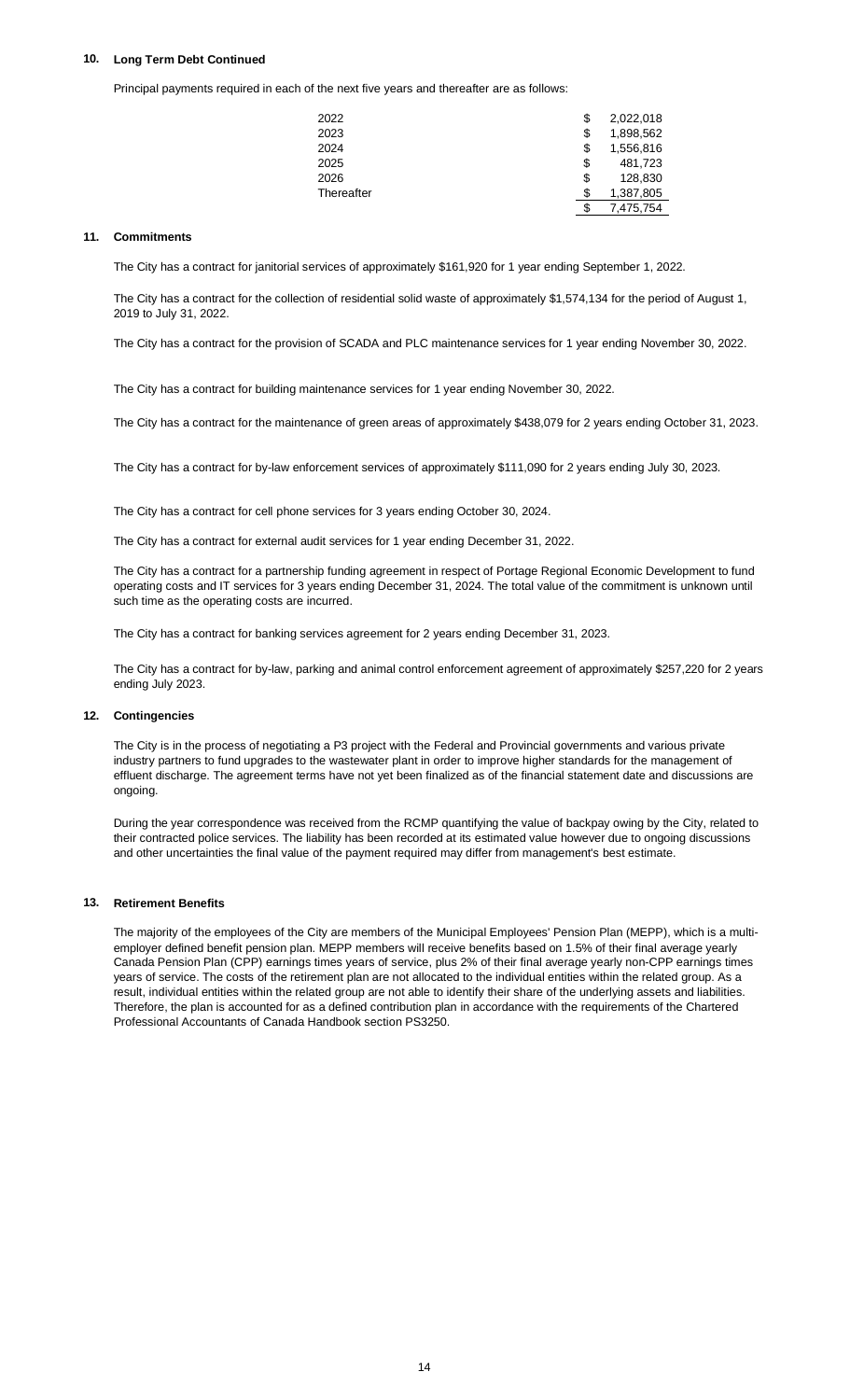## 10. Long Term Debt Continued

Principal payments required in each of the next five years and thereafter are as follows:

| | | |
|---|---|---|
| 2022 | $ | 2,022,018 |
| 2023 | $ | 1,898,562 |
| 2024 | $ | 1,556,816 |
| 2025 | $ | 481,723 |
| 2026 | $ | 128,830 |
| Thereafter | $ | 1,387,805 |
| | $ | 7,475,754 |

## 11. Commitments

The City has a contract for janitorial services of approximately $161,920 for 1 year ending September 1, 2022.

The City has a contract for the collection of residential solid waste of approximately $1,574,134 for the period of August 1, 2019 to July 31, 2022.

The City has a contract for the provision of SCADA and PLC maintenance services for 1 year ending November 30, 2022.

The City has a contract for building maintenance services for 1 year ending November 30, 2022.

The City has a contract for the maintenance of green areas of approximately $438,079 for 2 years ending October 31, 2023.

The City has a contract for by-law enforcement services of approximately $111,090 for 2 years ending July 30, 2023.

The City has a contract for cell phone services for 3 years ending October 30, 2024.

The City has a contract for external audit services for 1 year ending December 31, 2022.

The City has a contract for a partnership funding agreement in respect of Portage Regional Economic Development to fund operating costs and IT services for 3 years ending December 31, 2024. The total value of the commitment is unknown until such time as the operating costs are incurred.

The City has a contract for banking services agreement for 2 years ending December 31, 2023.

The City has a contract for by-law, parking and animal control enforcement agreement of approximately $257,220 for 2 years ending July 2023.

## 12. Contingencies

The City is in the process of negotiating a P3 project with the Federal and Provincial governments and various private industry partners to fund upgrades to the wastewater plant in order to improve higher standards for the management of effluent discharge. The agreement terms have not yet been finalized as of the financial statement date and discussions are ongoing.

During the year correspondence was received from the RCMP quantifying the value of backpay owing by the City, related to their contracted police services. The liability has been recorded at its estimated value however due to ongoing discussions and other uncertainties the final value of the payment required may differ from management's best estimate.

## 13. Retirement Benefits

The majority of the employees of the City are members of the Municipal Employees' Pension Plan (MEPP), which is a multi-employer defined benefit pension plan. MEPP members will receive benefits based on 1.5% of their final average yearly Canada Pension Plan (CPP) earnings times years of service, plus 2% of their final average yearly non-CPP earnings times years of service. The costs of the retirement plan are not allocated to the individual entities within the related group. As a result, individual entities within the related group are not able to identify their share of the underlying assets and liabilities. Therefore, the plan is accounted for as a defined contribution plan in accordance with the requirements of the Chartered Professional Accountants of Canada Handbook section PS3250.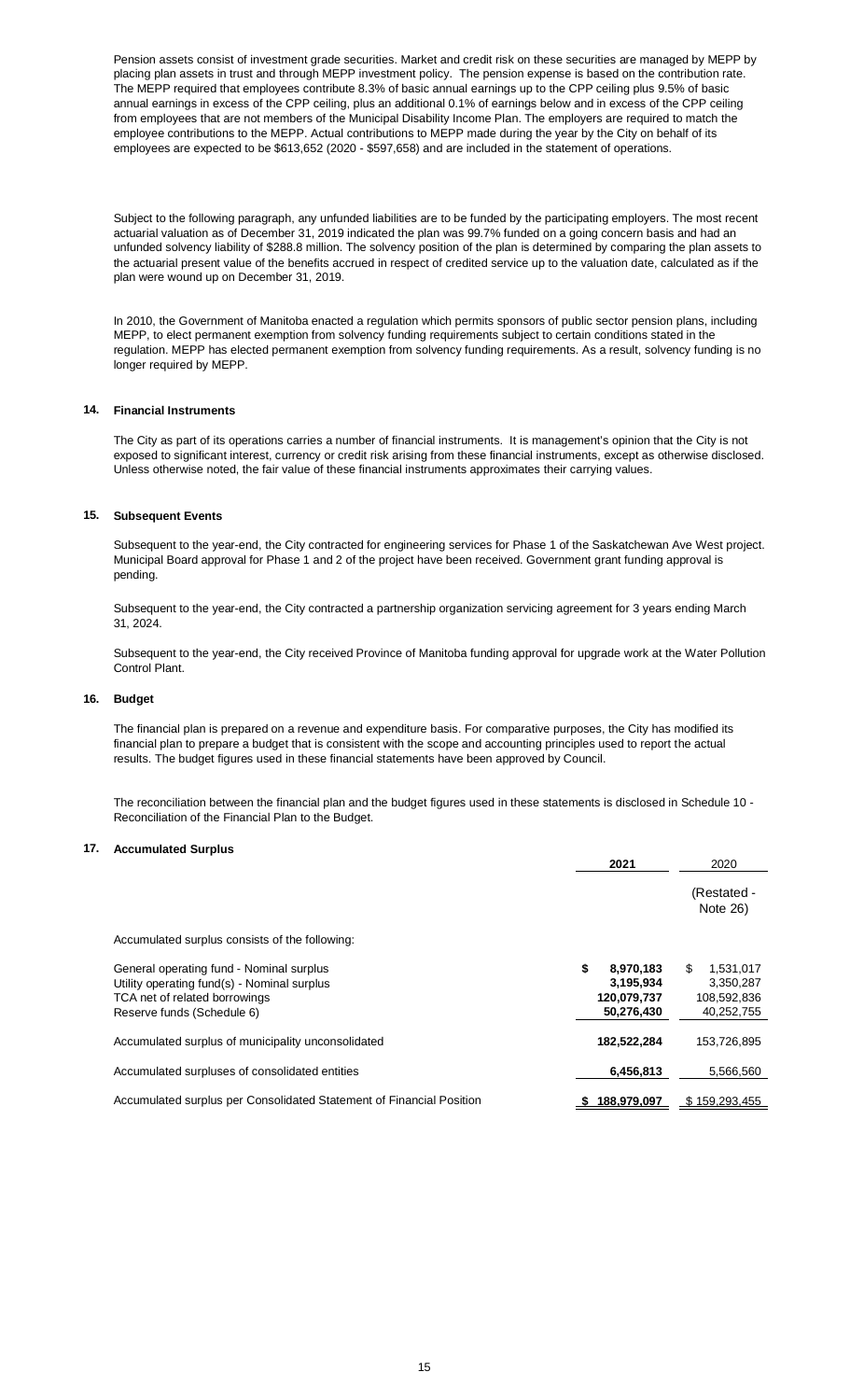Pension assets consist of investment grade securities. Market and credit risk on these securities are managed by MEPP by placing plan assets in trust and through MEPP investment policy. The pension expense is based on the contribution rate. The MEPP required that employees contribute 8.3% of basic annual earnings up to the CPP ceiling plus 9.5% of basic annual earnings in excess of the CPP ceiling, plus an additional 0.1% of earnings below and in excess of the CPP ceiling from employees that are not members of the Municipal Disability Income Plan. The employers are required to match the employee contributions to the MEPP. Actual contributions to MEPP made during the year by the City on behalf of its employees are expected to be $613,652 (2020 - $597,658) and are included in the statement of operations.

Subject to the following paragraph, any unfunded liabilities are to be funded by the participating employers. The most recent actuarial valuation as of December 31, 2019 indicated the plan was 99.7% funded on a going concern basis and had an unfunded solvency liability of $288.8 million. The solvency position of the plan is determined by comparing the plan assets to the actuarial present value of the benefits accrued in respect of credited service up to the valuation date, calculated as if the plan were wound up on December 31, 2019.

In 2010, the Government of Manitoba enacted a regulation which permits sponsors of public sector pension plans, including MEPP, to elect permanent exemption from solvency funding requirements subject to certain conditions stated in the regulation. MEPP has elected permanent exemption from solvency funding requirements. As a result, solvency funding is no longer required by MEPP.

## 14. Financial Instruments

The City as part of its operations carries a number of financial instruments. It is management's opinion that the City is not exposed to significant interest, currency or credit risk arising from these financial instruments, except as otherwise disclosed. Unless otherwise noted, the fair value of these financial instruments approximates their carrying values.

## 15. Subsequent Events

Subsequent to the year-end, the City contracted for engineering services for Phase 1 of the Saskatchewan Ave West project. Municipal Board approval for Phase 1 and 2 of the project have been received. Government grant funding approval is pending.

Subsequent to the year-end, the City contracted a partnership organization servicing agreement for 3 years ending March 31, 2024.

Subsequent to the year-end, the City received Province of Manitoba funding approval for upgrade work at the Water Pollution Control Plant.

## 16. Budget

The financial plan is prepared on a revenue and expenditure basis. For comparative purposes, the City has modified its financial plan to prepare a budget that is consistent with the scope and accounting principles used to report the actual results. The budget figures used in these financial statements have been approved by Council.

The reconciliation between the financial plan and the budget figures used in these statements is disclosed in Schedule 10 - Reconciliation of the Financial Plan to the Budget.

## 17. Accumulated Surplus

| | **2021** | 2020 (Restated - Note 26) |
|---|---|---|
| Accumulated surplus consists of the following: | | |
| General operating fund - Nominal surplus | **$ 8,970,183** | $ 1,531,017 |
| Utility operating fund(s) - Nominal surplus | **3,195,934** | 3,350,287 |
| TCA net of related borrowings | **120,079,737** | 108,592,836 |
| Reserve funds (Schedule 6) | **50,276,430** | 40,252,755 |
| Accumulated surplus of municipality unconsolidated | **182,522,284** | 153,726,895 |
| Accumulated surpluses of consolidated entities | **6,456,813** | 5,566,560 |
| Accumulated surplus per Consolidated Statement of Financial Position | **$ 188,979,097** | $ 159,293,455 |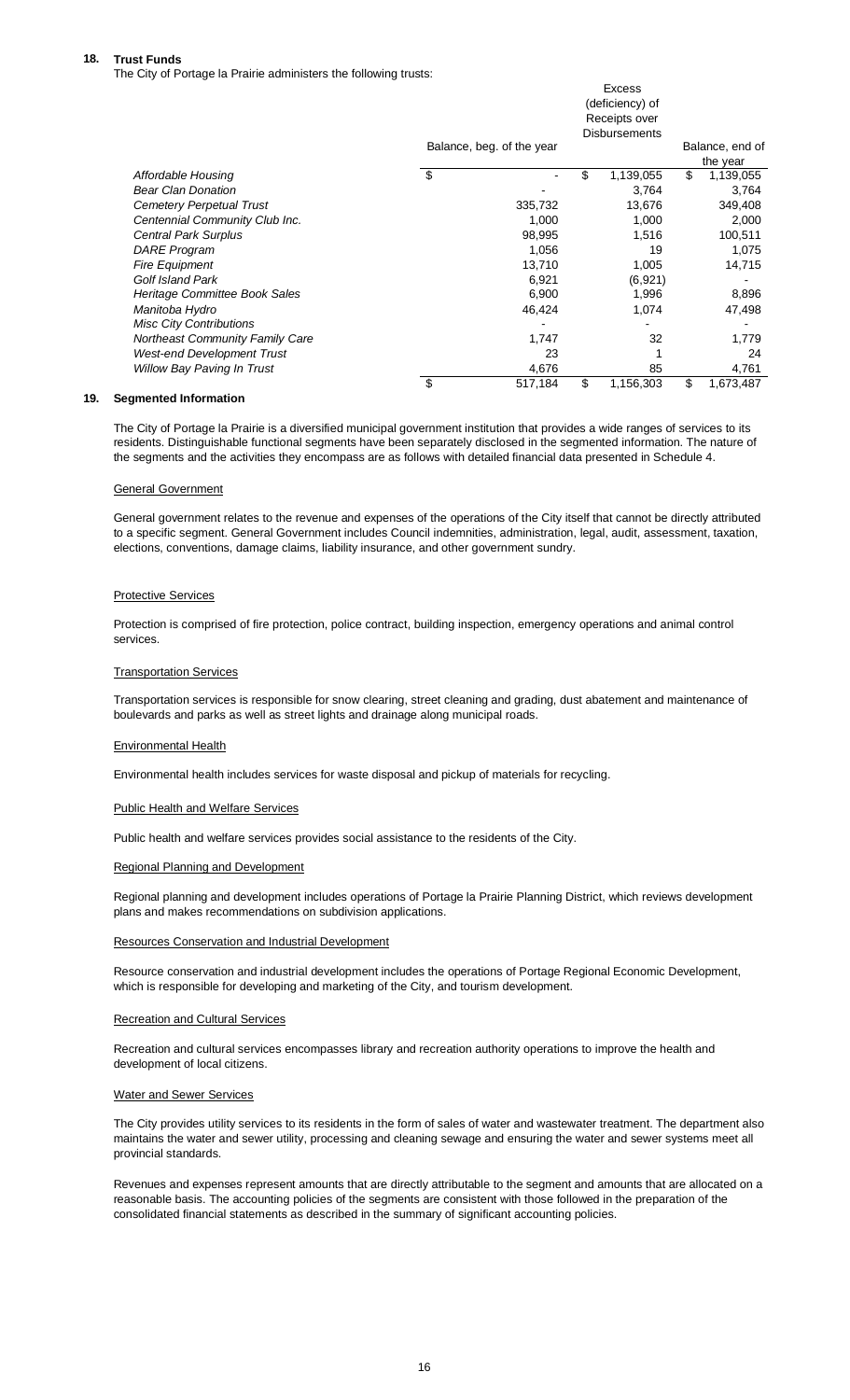## 18. Trust Funds

The City of Portage la Prairie administers the following trusts:

| | Balance, beg. of the year | Excess (deficiency) of Receipts over Disbursements | Balance, end of the year |
|---|---|---|---|
| *Affordable Housing* | $ - | $ 1,139,055 | $ 1,139,055 |
| *Bear Clan Donation* | - | 3,764 | 3,764 |
| *Cemetery Perpetual Trust* | 335,732 | 13,676 | 349,408 |
| *Centennial Community Club Inc.* | 1,000 | 1,000 | 2,000 |
| *Central Park Surplus* | 98,995 | 1,516 | 100,511 |
| *DARE Program* | 1,056 | 19 | 1,075 |
| *Fire Equipment* | 13,710 | 1,005 | 14,715 |
| *Golf Island Park* | 6,921 | (6,921) | - |
| *Heritage Committee Book Sales* | 6,900 | 1,996 | 8,896 |
| *Manitoba Hydro* | 46,424 | 1,074 | 47,498 |
| *Misc City Contributions* | - | - | - |
| *Northeast Community Family Care* | 1,747 | 32 | 1,779 |
| *West-end Development Trust* | 23 | 1 | 24 |
| *Willow Bay Paving In Trust* | 4,676 | 85 | 4,761 |
| | $ 517,184 | $ 1,156,303 | $ 1,673,487 |

## 19. Segmented Information

The City of Portage la Prairie is a diversified municipal government institution that provides a wide ranges of services to its residents. Distinguishable functional segments have been separately disclosed in the segmented information. The nature of the segments and the activities they encompass are as follows with detailed financial data presented in Schedule 4.

General Government

General government relates to the revenue and expenses of the operations of the City itself that cannot be directly attributed to a specific segment. General Government includes Council indemnities, administration, legal, audit, assessment, taxation, elections, conventions, damage claims, liability insurance, and other government sundry.

Protective Services

Protection is comprised of fire protection, police contract, building inspection, emergency operations and animal control services.

Transportation Services

Transportation services is responsible for snow clearing, street cleaning and grading, dust abatement and maintenance of boulevards and parks as well as street lights and drainage along municipal roads.

Environmental Health

Environmental health includes services for waste disposal and pickup of materials for recycling.

Public Health and Welfare Services

Public health and welfare services provides social assistance to the residents of the City.

Regional Planning and Development

Regional planning and development includes operations of Portage la Prairie Planning District, which reviews development plans and makes recommendations on subdivision applications.

Resources Conservation and Industrial Development

Resource conservation and industrial development includes the operations of Portage Regional Economic Development, which is responsible for developing and marketing of the City, and tourism development.

Recreation and Cultural Services

Recreation and cultural services encompasses library and recreation authority operations to improve the health and development of local citizens.

Water and Sewer Services

The City provides utility services to its residents in the form of sales of water and wastewater treatment. The department also maintains the water and sewer utility, processing and cleaning sewage and ensuring the water and sewer systems meet all provincial standards.

Revenues and expenses represent amounts that are directly attributable to the segment and amounts that are allocated on a reasonable basis. The accounting policies of the segments are consistent with those followed in the preparation of the consolidated financial statements as described in the summary of significant accounting policies.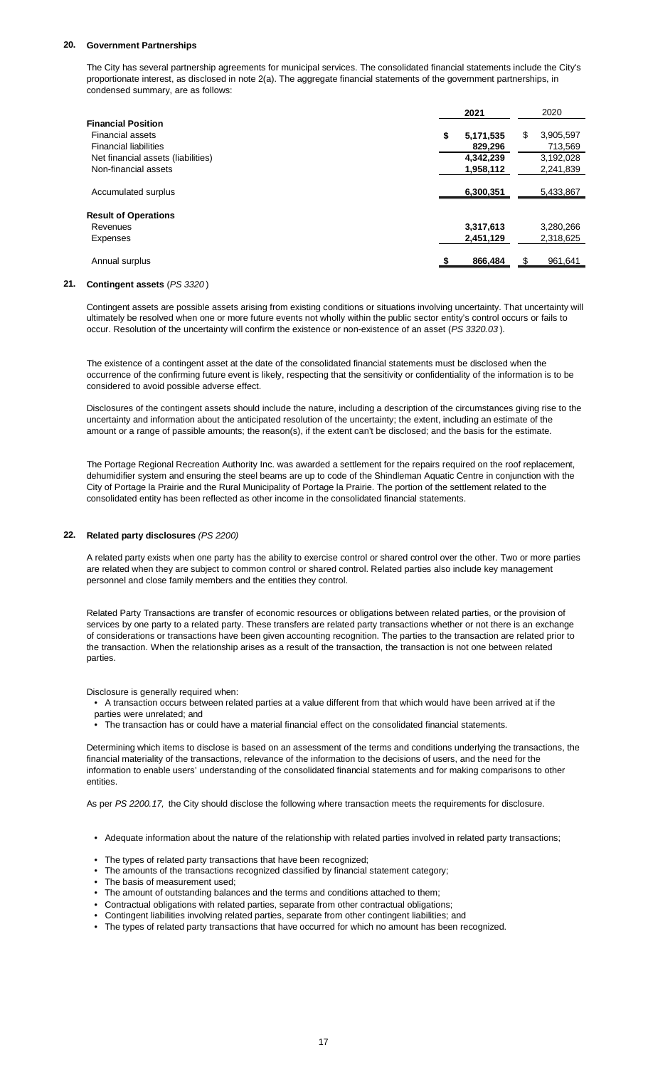## 20. Government Partnerships

The City has several partnership agreements for municipal services. The consolidated financial statements include the City's proportionate interest, as disclosed in note 2(a). The aggregate financial statements of the government partnerships, in condensed summary, are as follows:

| | **2021** | 2020 |
|---|---|---|
| **Financial Position** | | |
| Financial assets | **$ 5,171,535** | $ 3,905,597 |
| Financial liabilities | **829,296** | 713,569 |
| Net financial assets (liabilities) | **4,342,239** | 3,192,028 |
| Non-financial assets | **1,958,112** | 2,241,839 |
| Accumulated surplus | **6,300,351** | 5,433,867 |
| **Result of Operations** | | |
| Revenues | **3,317,613** | 3,280,266 |
| Expenses | **2,451,129** | 2,318,625 |
| Annual surplus | **$ 866,484** | $ 961,641 |

## 21. Contingent assets (*PS 3320*)

Contingent assets are possible assets arising from existing conditions or situations involving uncertainty. That uncertainty will ultimately be resolved when one or more future events not wholly within the public sector entity's control occurs or fails to occur. Resolution of the uncertainty will confirm the existence or non-existence of an asset (*PS 3320.03*).

The existence of a contingent asset at the date of the consolidated financial statements must be disclosed when the occurrence of the confirming future event is likely, respecting that the sensitivity or confidentiality of the information is to be considered to avoid possible adverse effect.

Disclosures of the contingent assets should include the nature, including a description of the circumstances giving rise to the uncertainty and information about the anticipated resolution of the uncertainty; the extent, including an estimate of the amount or a range of passible amounts; the reason(s), if the extent can't be disclosed; and the basis for the estimate.

The Portage Regional Recreation Authority Inc. was awarded a settlement for the repairs required on the roof replacement, dehumidifier system and ensuring the steel beams are up to code of the Shindleman Aquatic Centre in conjunction with the City of Portage la Prairie and the Rural Municipality of Portage la Prairie. The portion of the settlement related to the consolidated entity has been reflected as other income in the consolidated financial statements.

## 22. Related party disclosures *(PS 2200)*

A related party exists when one party has the ability to exercise control or shared control over the other. Two or more parties are related when they are subject to common control or shared control. Related parties also include key management personnel and close family members and the entities they control.

Related Party Transactions are transfer of economic resources or obligations between related parties, or the provision of services by one party to a related party. These transfers are related party transactions whether or not there is an exchange of considerations or transactions have been given accounting recognition. The parties to the transaction are related prior to the transaction. When the relationship arises as a result of the transaction, the transaction is not one between related parties.

Disclosure is generally required when:

- A transaction occurs between related parties at a value different from that which would have been arrived at if the parties were unrelated; and
- The transaction has or could have a material financial effect on the consolidated financial statements.

Determining which items to disclose is based on an assessment of the terms and conditions underlying the transactions, the financial materiality of the transactions, relevance of the information to the decisions of users, and the need for the information to enable users' understanding of the consolidated financial statements and for making comparisons to other entities.

As per *PS 2200.17,* the City should disclose the following where transaction meets the requirements for disclosure.

- Adequate information about the nature of the relationship with related parties involved in related party transactions;
- The types of related party transactions that have been recognized;
- The amounts of the transactions recognized classified by financial statement category;
- The basis of measurement used;
- The amount of outstanding balances and the terms and conditions attached to them;
- Contractual obligations with related parties, separate from other contractual obligations;
- Contingent liabilities involving related parties, separate from other contingent liabilities; and
- The types of related party transactions that have occurred for which no amount has been recognized.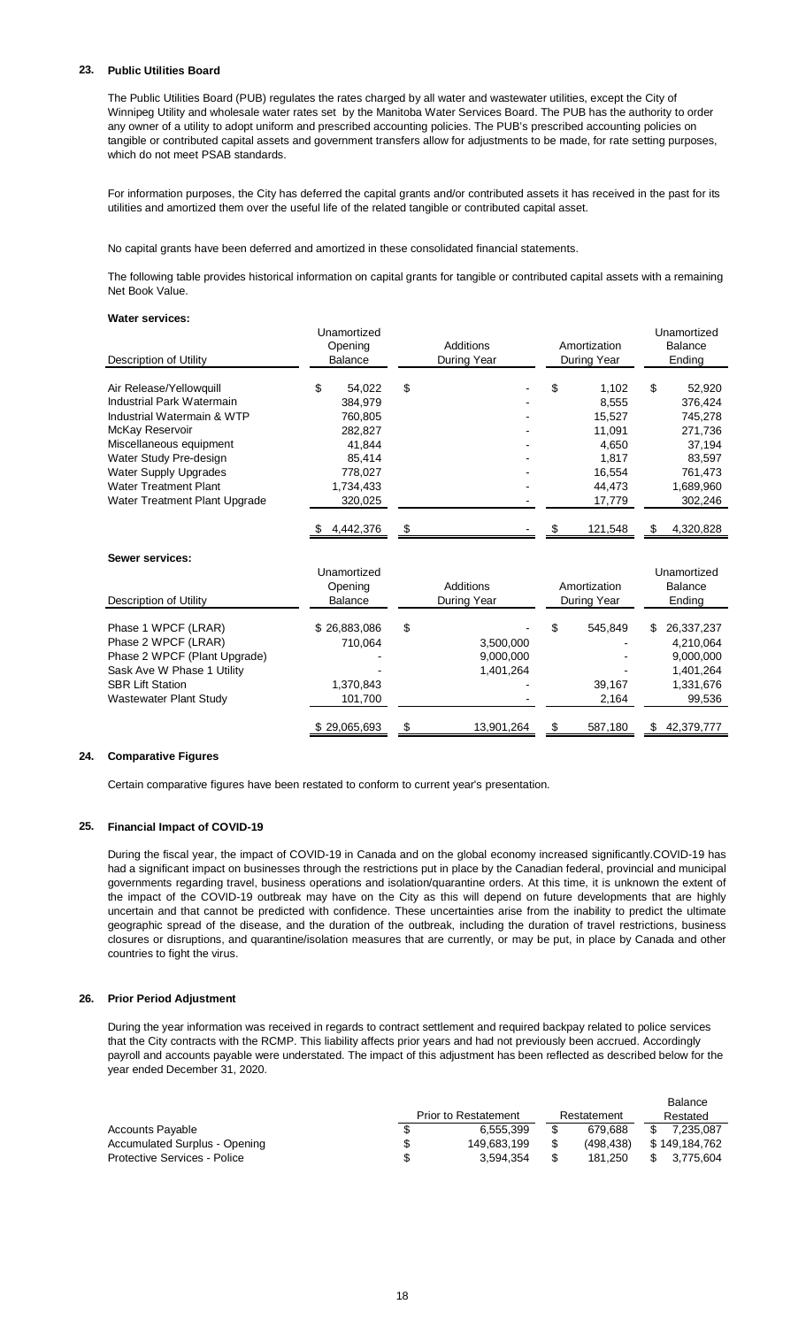## 23. Public Utilities Board

The Public Utilities Board (PUB) regulates the rates charged by all water and wastewater utilities, except the City of Winnipeg Utility and wholesale water rates set by the Manitoba Water Services Board. The PUB has the authority to order any owner of a utility to adopt uniform and prescribed accounting policies. The PUB's prescribed accounting policies on tangible or contributed capital assets and government transfers allow for adjustments to be made, for rate setting purposes, which do not meet PSAB standards.

For information purposes, the City has deferred the capital grants and/or contributed assets it has received in the past for its utilities and amortized them over the useful life of the related tangible or contributed capital asset.

No capital grants have been deferred and amortized in these consolidated financial statements.

The following table provides historical information on capital grants for tangible or contributed capital assets with a remaining Net Book Value.

**Water services:**

| Description of Utility | Unamortized Opening Balance | Additions During Year | Amortization During Year | Unamortized Balance Ending |
|---|---|---|---|---|
| Air Release/Yellowquill | $ 54,022 | $ - | $ 1,102 | $ 52,920 |
| Industrial Park Watermain | 384,979 | - | 8,555 | 376,424 |
| Industrial Watermain & WTP | 760,805 | - | 15,527 | 745,278 |
| McKay Reservoir | 282,827 | - | 11,091 | 271,736 |
| Miscellaneous equipment | 41,844 | - | 4,650 | 37,194 |
| Water Study Pre-design | 85,414 | - | 1,817 | 83,597 |
| Water Supply Upgrades | 778,027 | - | 16,554 | 761,473 |
| Water Treatment Plant | 1,734,433 | - | 44,473 | 1,689,960 |
| Water Treatment Plant Upgrade | 320,025 | - | 17,779 | 302,246 |
| | $ 4,442,376 | $ - | $ 121,548 | $ 4,320,828 |

**Sewer services:**

| Description of Utility | Unamortized Opening Balance | Additions During Year | Amortization During Year | Unamortized Balance Ending |
|---|---|---|---|---|
| Phase 1 WPCF (LRAR) | $ 26,883,086 | $ - | $ 545,849 | $ 26,337,237 |
| Phase 2 WPCF (LRAR) | 710,064 | 3,500,000 | - | 4,210,064 |
| Phase 2 WPCF (Plant Upgrade) | - | 9,000,000 | - | 9,000,000 |
| Sask Ave W Phase 1 Utility | - | 1,401,264 | - | 1,401,264 |
| SBR Lift Station | 1,370,843 | - | 39,167 | 1,331,676 |
| Wastewater Plant Study | 101,700 | - | 2,164 | 99,536 |
| | $ 29,065,693 | $ 13,901,264 | $ 587,180 | $ 42,379,777 |

## 24. Comparative Figures

Certain comparative figures have been restated to conform to current year's presentation.

## 25. Financial Impact of COVID-19

During the fiscal year, the impact of COVID-19 in Canada and on the global economy increased significantly.COVID-19 has had a significant impact on businesses through the restrictions put in place by the Canadian federal, provincial and municipal governments regarding travel, business operations and isolation/quarantine orders. At this time, it is unknown the extent of the impact of the COVID-19 outbreak may have on the City as this will depend on future developments that are highly uncertain and that cannot be predicted with confidence. These uncertainties arise from the inability to predict the ultimate geographic spread of the disease, and the duration of the outbreak, including the duration of travel restrictions, business closures or disruptions, and quarantine/isolation measures that are currently, or may be put, in place by Canada and other countries to fight the virus.

## 26. Prior Period Adjustment

During the year information was received in regards to contract settlement and required backpay related to police services that the City contracts with the RCMP. This liability affects prior years and had not previously been accrued. Accordingly payroll and accounts payable were understated. The impact of this adjustment has been reflected as described below for the year ended December 31, 2020.

| | Prior to Restatement | Restatement | Balance Restated |
|---|---|---|---|
| Accounts Payable | $ 6,555,399 | $ 679,688 | $ 7,235,087 |
| Accumulated Surplus - Opening | $ 149,683,199 | $ (498,438) | $ 149,184,762 |
| Protective Services - Police | $ 3,594,354 | $ 181,250 | $ 3,775,604 |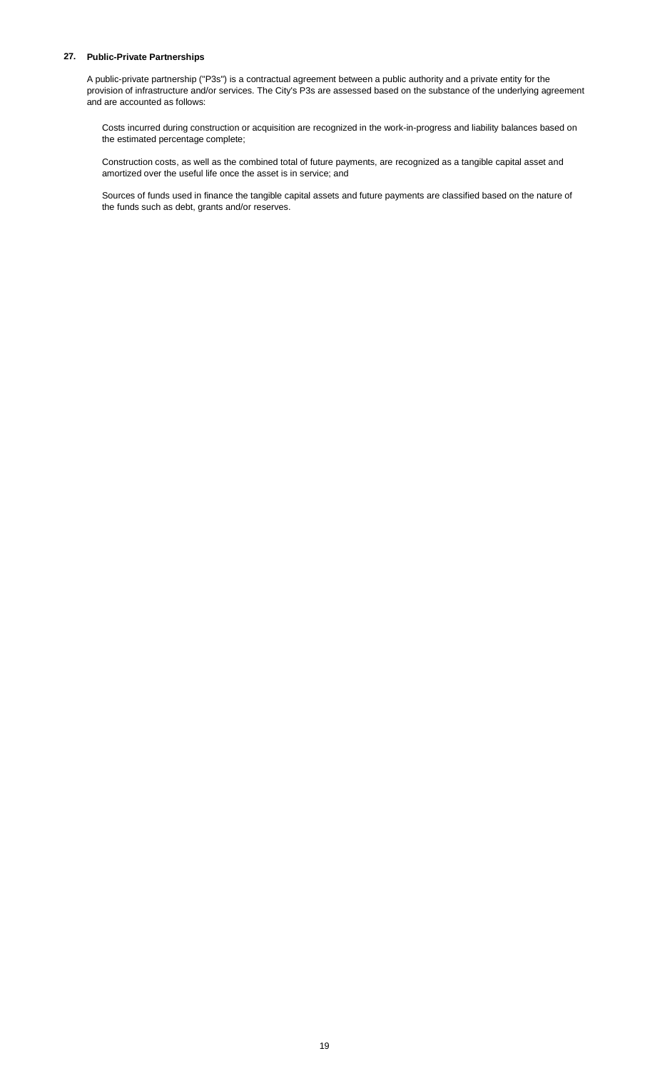## 27. Public-Private Partnerships

A public-private partnership ("P3s") is a contractual agreement between a public authority and a private entity for the provision of infrastructure and/or services. The City's P3s are assessed based on the substance of the underlying agreement and are accounted as follows:

Costs incurred during construction or acquisition are recognized in the work-in-progress and liability balances based on the estimated percentage complete;

Construction costs, as well as the combined total of future payments, are recognized as a tangible capital asset and amortized over the useful life once the asset is in service; and

Sources of funds used in finance the tangible capital assets and future payments are classified based on the nature of the funds such as debt, grants and/or reserves.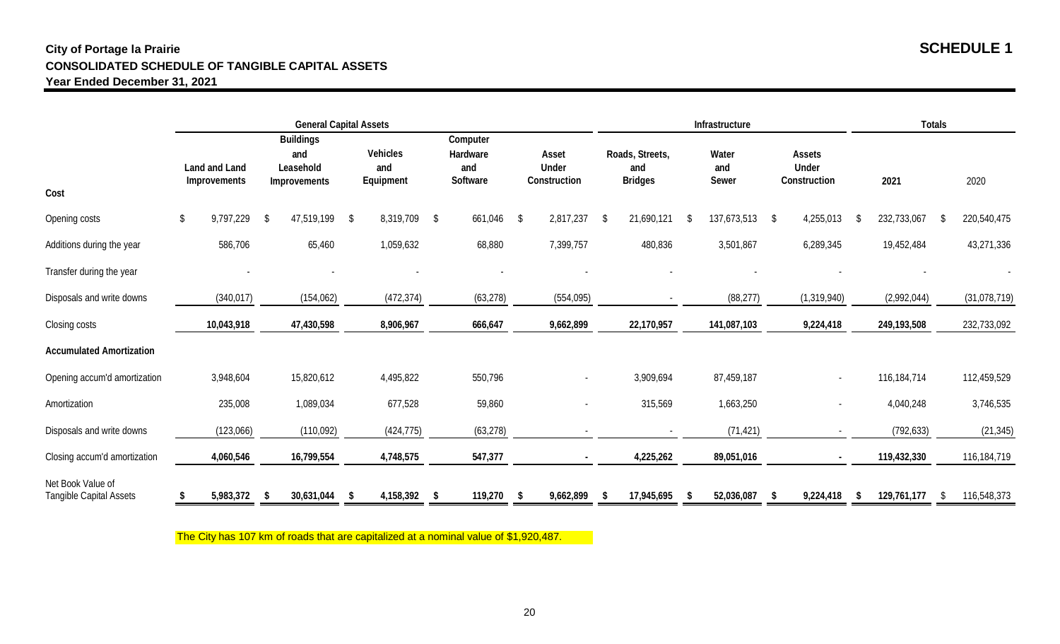**City of Portage la Prairie**

**SCHEDULE 1**

**CONSOLIDATED SCHEDULE OF TANGIBLE CAPITAL ASSETS**

**Year Ended December 31, 2021**

| | General Capital Assets | | | | | Infrastructure | | | Totals | |
|---|---|---|---|---|---|---|---|---|---|---|
| **Cost** | **Land and Land Improvements** | **Buildings and Leasehold Improvements** | **Vehicles and Equipment** | **Computer Hardware and Software** | **Asset Under Construction** | **Roads, Streets, and Bridges** | **Water and Sewer** | **Assets Under Construction** | **2021** | **2020** |
| Opening costs | $ 9,797,229 | $ 47,519,199 | $ 8,319,709 | $ 661,046 | $ 2,817,237 | $ 21,690,121 | $ 137,673,513 | $ 4,255,013 | $ 232,733,067 | $ 220,540,475 |
| Additions during the year | 586,706 | 65,460 | 1,059,632 | 68,880 | 7,399,757 | 480,836 | 3,501,867 | 6,289,345 | 19,452,484 | 43,271,336 |
| Transfer during the year | - | - | - | - | - | - | - | - | - | - |
| Disposals and write downs | (340,017) | (154,062) | (472,374) | (63,278) | (554,095) | - | (88,277) | (1,319,940) | (2,992,044) | (31,078,719) |
| Closing costs | **10,043,918** | **47,430,598** | **8,906,967** | **666,647** | **9,662,899** | **22,170,957** | **141,087,103** | **9,224,418** | **249,193,508** | 232,733,092 |
| **Accumulated Amortization** | | | | | | | | | | |
| Opening accum'd amortization | 3,948,604 | 15,820,612 | 4,495,822 | 550,796 | - | 3,909,694 | 87,459,187 | - | 116,184,714 | 112,459,529 |
| Amortization | 235,008 | 1,089,034 | 677,528 | 59,860 | - | 315,569 | 1,663,250 | - | 4,040,248 | 3,746,535 |
| Disposals and write downs | (123,066) | (110,092) | (424,775) | (63,278) | - | - | (71,421) | - | (792,633) | (21,345) |
| Closing accum'd amortization | **4,060,546** | **16,799,554** | **4,748,575** | **547,377** | **-** | **4,225,262** | **89,051,016** | **-** | **119,432,330** | 116,184,719 |
| Net Book Value of Tangible Capital Assets | **$ 5,983,372** | **$ 30,631,044** | **$ 4,158,392** | **$ 119,270** | **$ 9,662,899** | **$ 17,945,695** | **$ 52,036,087** | **$ 9,224,418** | **$ 129,761,177** | $ 116,548,373 |

The City has 107 km of roads that are capitalized at a nominal value of $1,920,487.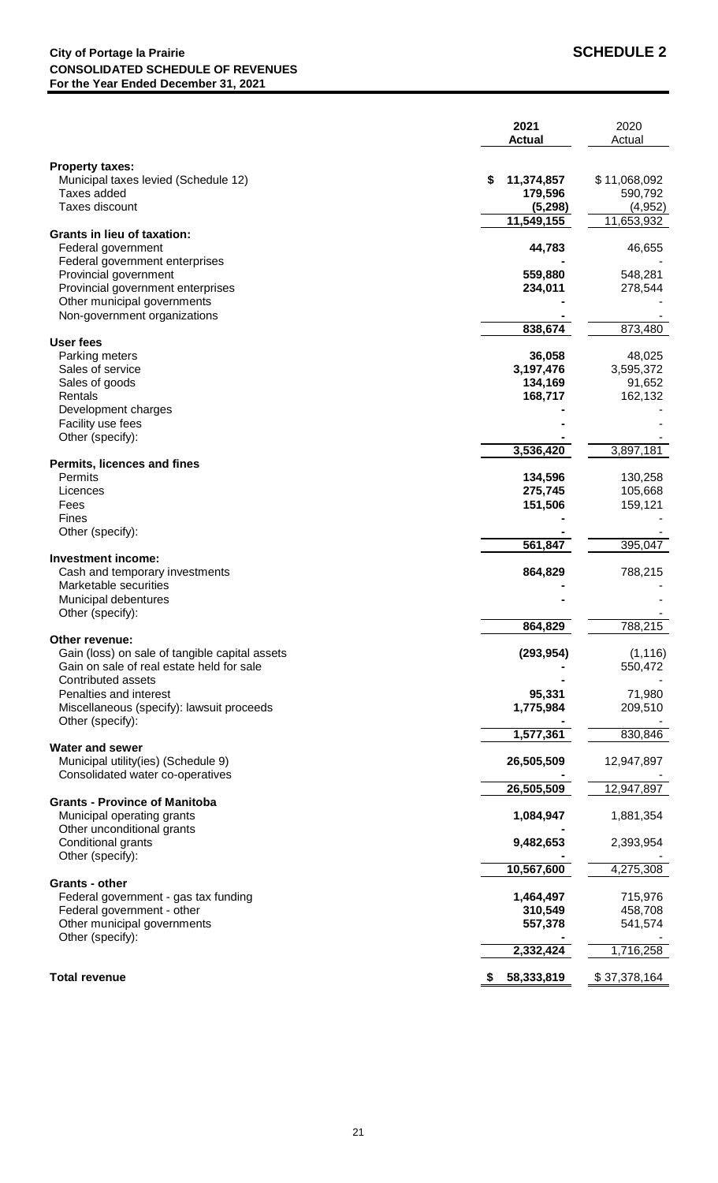**City of Portage la Prairie**
**CONSOLIDATED SCHEDULE OF REVENUES**
**For the Year Ended December 31, 2021**

# SCHEDULE 2

| | 2021 Actual | 2020 Actual |
|---|---|---|
| **Property taxes:** | | |
| Municipal taxes levied (Schedule 12) | $ 11,374,857 | $ 11,068,092 |
| Taxes added | 179,596 | 590,792 |
| Taxes discount | (5,298) | (4,952) |
| | 11,549,155 | 11,653,932 |
| **Grants in lieu of taxation:** | | |
| Federal government | 44,783 | 46,655 |
| Federal government enterprises | - | - |
| Provincial government | 559,880 | 548,281 |
| Provincial government enterprises | 234,011 | 278,544 |
| Other municipal governments | - | - |
| Non-government organizations | - | - |
| | 838,674 | 873,480 |
| **User fees** | | |
| Parking meters | 36,058 | 48,025 |
| Sales of service | 3,197,476 | 3,595,372 |
| Sales of goods | 134,169 | 91,652 |
| Rentals | 168,717 | 162,132 |
| Development charges | - | - |
| Facility use fees | - | - |
| Other (specify): | - | - |
| | 3,536,420 | 3,897,181 |
| **Permits, licences and fines** | | |
| Permits | 134,596 | 130,258 |
| Licences | 275,745 | 105,668 |
| Fees | 151,506 | 159,121 |
| Fines | - | - |
| Other (specify): | - | - |
| | 561,847 | 395,047 |
| **Investment income:** | | |
| Cash and temporary investments | 864,829 | 788,215 |
| Marketable securities | - | - |
| Municipal debentures | - | - |
| Other (specify): | - | - |
| | 864,829 | 788,215 |
| **Other revenue:** | | |
| Gain (loss) on sale of tangible capital assets | (293,954) | (1,116) |
| Gain on sale of real estate held for sale | - | 550,472 |
| Contributed assets | - | - |
| Penalties and interest | 95,331 | 71,980 |
| Miscellaneous (specify): lawsuit proceeds | 1,775,984 | 209,510 |
| Other (specify): | - | - |
| | 1,577,361 | 830,846 |
| **Water and sewer** | | |
| Municipal utility(ies) (Schedule 9) | 26,505,509 | 12,947,897 |
| Consolidated water co-operatives | - | - |
| | 26,505,509 | 12,947,897 |
| **Grants - Province of Manitoba** | | |
| Municipal operating grants | 1,084,947 | 1,881,354 |
| Other unconditional grants | - | |
| Conditional grants | 9,482,653 | 2,393,954 |
| Other (specify): | - | - |
| | 10,567,600 | 4,275,308 |
| **Grants - other** | | |
| Federal government - gas tax funding | 1,464,497 | 715,976 |
| Federal government - other | 310,549 | 458,708 |
| Other municipal governments | 557,378 | 541,574 |
| Other (specify): | - | - |
| | 2,332,424 | 1,716,258 |
| **Total revenue** | $ 58,333,819 | $ 37,378,164 |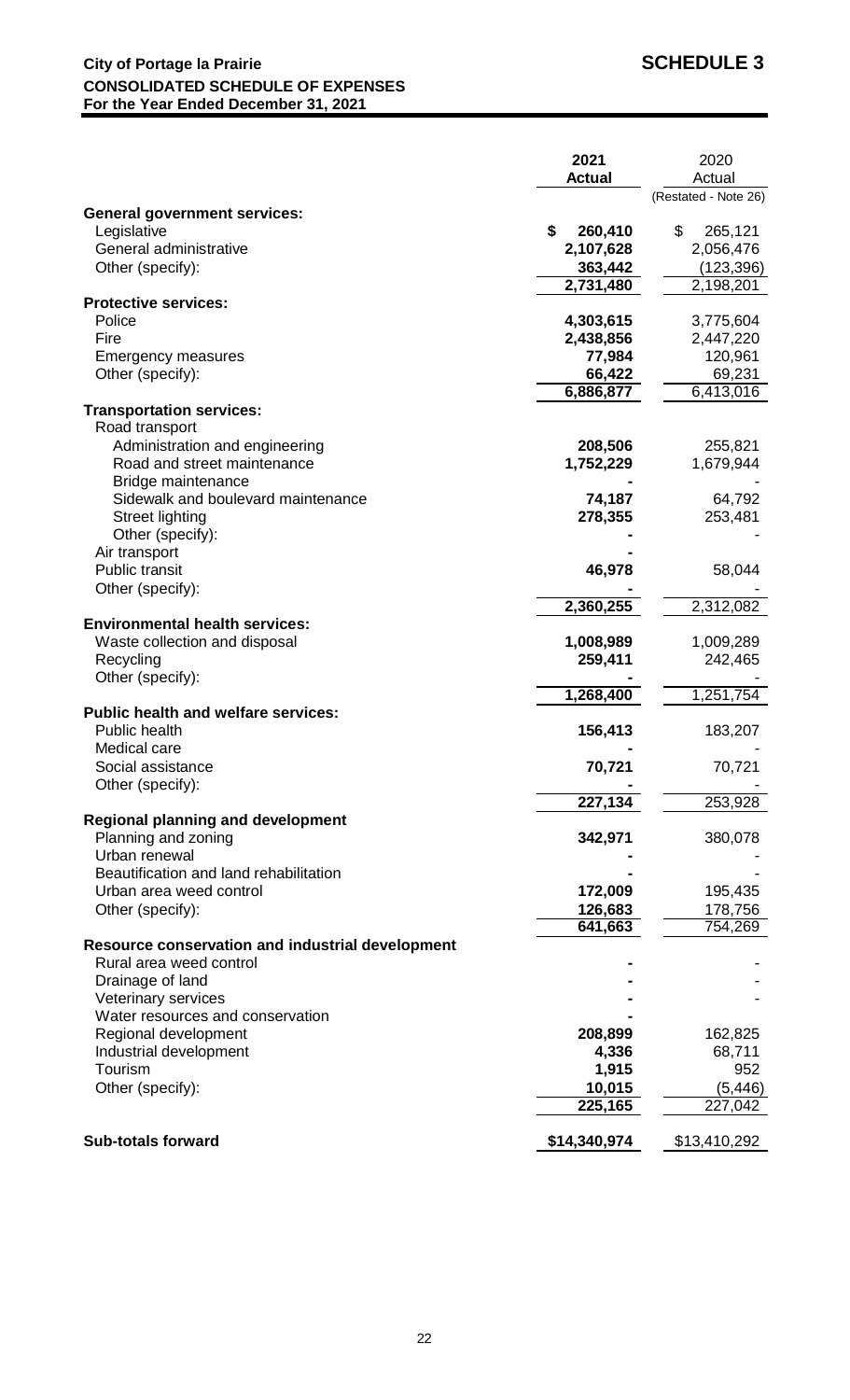**City of Portage la Prairie** **SCHEDULE 3**
**CONSOLIDATED SCHEDULE OF EXPENSES**
**For the Year Ended December 31, 2021**

| | **2021 Actual** | 2020 Actual (Restated - Note 26) |
|---|---|---|
| **General government services:** | | |
| Legislative | **$ 260,410** | $ 265,121 |
| General administrative | **2,107,628** | 2,056,476 |
| Other (specify): | **363,442** | (123,396) |
| | **2,731,480** | 2,198,201 |
| **Protective services:** | | |
| Police | **4,303,615** | 3,775,604 |
| Fire | **2,438,856** | 2,447,220 |
| Emergency measures | **77,984** | 120,961 |
| Other (specify): | **66,422** | 69,231 |
| | **6,886,877** | 6,413,016 |
| **Transportation services:** | | |
| Road transport | | |
| Administration and engineering | **208,506** | 255,821 |
| Road and street maintenance | **1,752,229** | 1,679,944 |
| Bridge maintenance | **-** | - |
| Sidewalk and boulevard maintenance | **74,187** | 64,792 |
| Street lighting | **278,355** | 253,481 |
| Other (specify): | **-** | - |
| Air transport | **-** | |
| Public transit | **46,978** | 58,044 |
| Other (specify): | **-** | - |
| | **2,360,255** | 2,312,082 |
| **Environmental health services:** | | |
| Waste collection and disposal | **1,008,989** | 1,009,289 |
| Recycling | **259,411** | 242,465 |
| Other (specify): | **-** | - |
| | **1,268,400** | 1,251,754 |
| **Public health and welfare services:** | | |
| Public health | **156,413** | 183,207 |
| Medical care | **-** | - |
| Social assistance | **70,721** | 70,721 |
| Other (specify): | **-** | - |
| | **227,134** | 253,928 |
| **Regional planning and development** | | |
| Planning and zoning | **342,971** | 380,078 |
| Urban renewal | **-** | - |
| Beautification and land rehabilitation | **-** | - |
| Urban area weed control | **172,009** | 195,435 |
| Other (specify): | **126,683** | 178,756 |
| | **641,663** | 754,269 |
| **Resource conservation and industrial development** | | |
| Rural area weed control | **-** | - |
| Drainage of land | **-** | - |
| Veterinary services | **-** | - |
| Water resources and conservation | **-** | |
| Regional development | **208,899** | 162,825 |
| Industrial development | **4,336** | 68,711 |
| Tourism | **1,915** | 952 |
| Other (specify): | **10,015** | (5,446) |
| | **225,165** | 227,042 |
| **Sub-totals forward** | **$14,340,974** | $13,410,292 |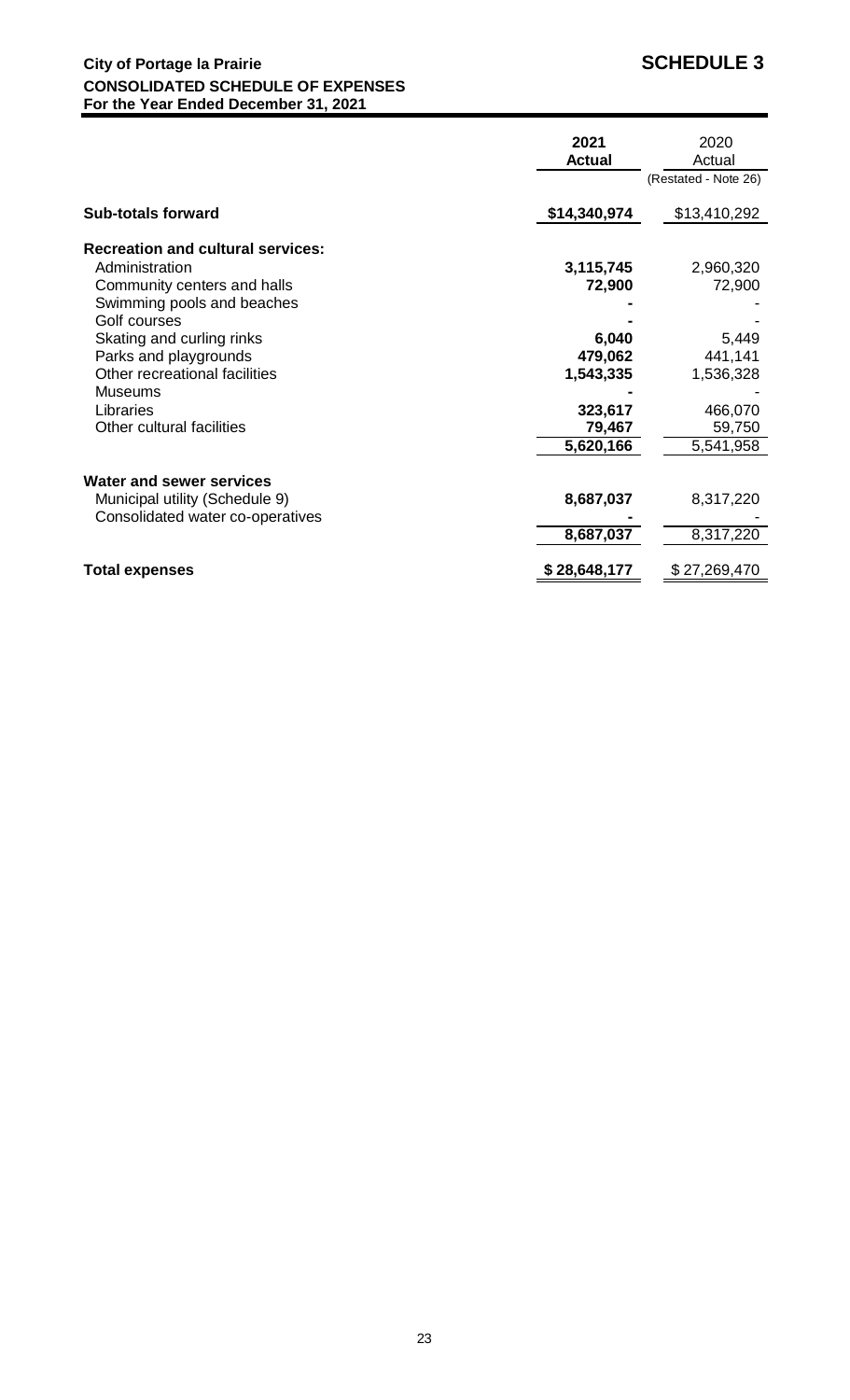**City of Portage la Prairie**
**CONSOLIDATED SCHEDULE OF EXPENSES**
**For the Year Ended December 31, 2021**

# SCHEDULE 3

| | 2021 Actual | 2020 Actual (Restated - Note 26) |
|---|---|---|
| **Sub-totals forward** | **$14,340,974** | $13,410,292 |
| **Recreation and cultural services:** | | |
| Administration | **3,115,745** | 2,960,320 |
| Community centers and halls | **72,900** | 72,900 |
| Swimming pools and beaches | **-** | - |
| Golf courses | **-** | - |
| Skating and curling rinks | **6,040** | 5,449 |
| Parks and playgrounds | **479,062** | 441,141 |
| Other recreational facilities | **1,543,335** | 1,536,328 |
| Museums | **-** | - |
| Libraries | **323,617** | 466,070 |
| Other cultural facilities | **79,467** | 59,750 |
| | **5,620,166** | 5,541,958 |
| **Water and sewer services** | | |
| Municipal utility (Schedule 9) | **8,687,037** | 8,317,220 |
| Consolidated water co-operatives | **-** | - |
| | **8,687,037** | 8,317,220 |
| **Total expenses** | **$ 28,648,177** | $ 27,269,470 |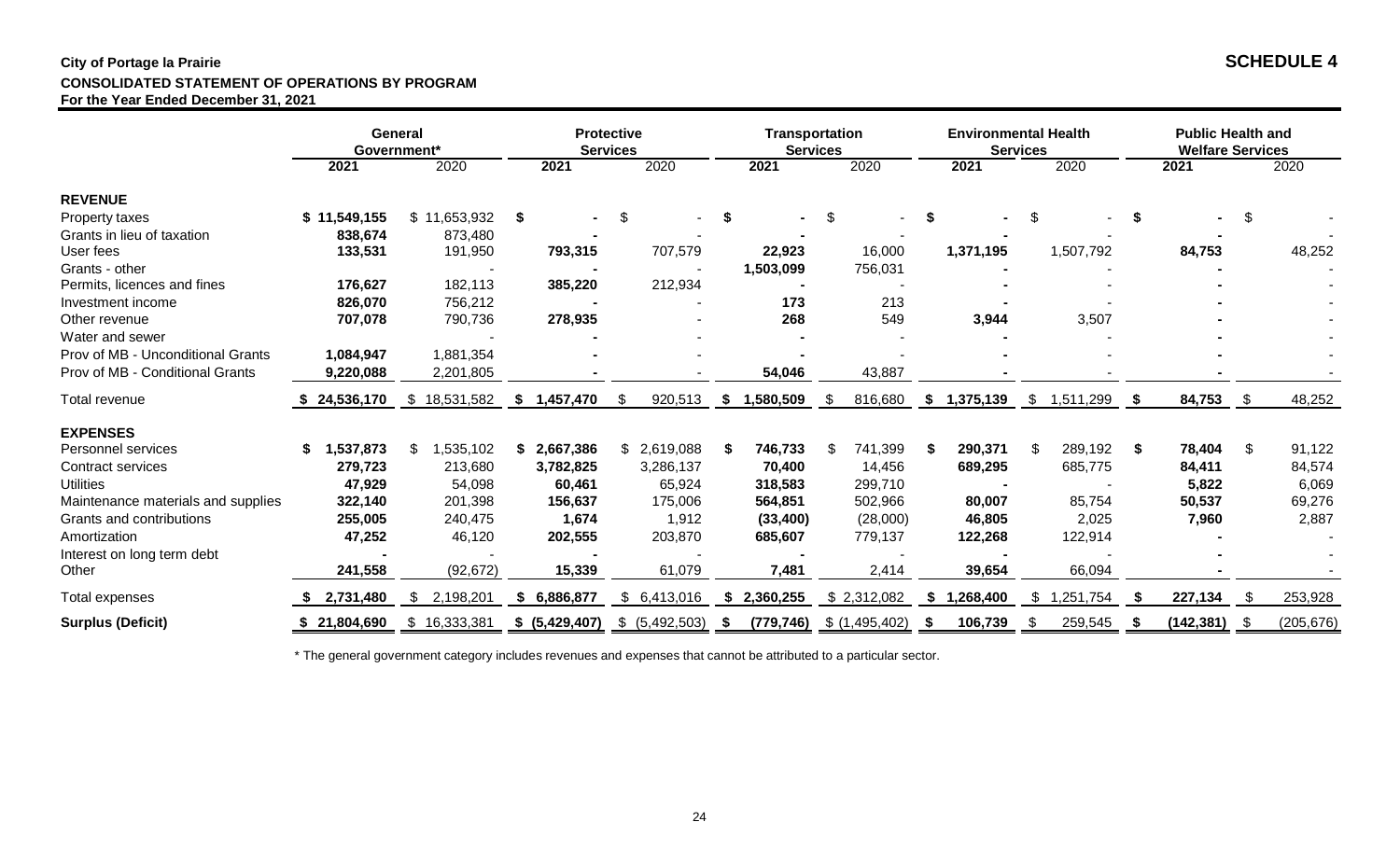**City of Portage la Prairie**

**SCHEDULE 4**

**CONSOLIDATED STATEMENT OF OPERATIONS BY PROGRAM**

**For the Year Ended December 31, 2021**

| | General Government* | | Protective Services | | Transportation Services | | Environmental Health Services | | Public Health and Welfare Services | |
|---|---|---|---|---|---|---|---|---|---|---|
| | **2021** | 2020 | **2021** | 2020 | **2021** | 2020 | **2021** | 2020 | **2021** | 2020 |
| **REVENUE** | | | | | | | | | | |
| Property taxes | **$ 11,549,155** | $ 11,653,932 | **$ -** | $ - | **$ -** | $ - | **$ -** | $ - | **$ -** | $ - |
| Grants in lieu of taxation | **838,674** | 873,480 | **-** | - | **-** | - | **-** | - | **-** | - |
| User fees | **133,531** | 191,950 | **793,315** | 707,579 | **22,923** | 16,000 | **1,371,195** | 1,507,792 | **84,753** | 48,252 |
| Grants - other | | - | **-** | - | **1,503,099** | 756,031 | **-** | - | **-** | - |
| Permits, licences and fines | **176,627** | 182,113 | **385,220** | 212,934 | **-** | - | **-** | - | **-** | - |
| Investment income | **826,070** | 756,212 | **-** | - | **173** | 213 | **-** | - | **-** | - |
| Other revenue | **707,078** | 790,736 | **278,935** | - | **268** | 549 | **3,944** | 3,507 | **-** | - |
| Water and sewer | | - | **-** | - | **-** | - | **-** | - | **-** | - |
| Prov of MB - Unconditional Grants | **1,084,947** | 1,881,354 | **-** | - | **-** | - | **-** | - | **-** | - |
| Prov of MB - Conditional Grants | **9,220,088** | 2,201,805 | **-** | - | **54,046** | 43,887 | **-** | - | **-** | - |
| Total revenue | **$ 24,536,170** | $ 18,531,582 | **$ 1,457,470** | $ 920,513 | **$ 1,580,509** | $ 816,680 | **$ 1,375,139** | $ 1,511,299 | **$ 84,753** | $ 48,252 |
| **EXPENSES** | | | | | | | | | | |
| Personnel services | **$ 1,537,873** | $ 1,535,102 | **$ 2,667,386** | $ 2,619,088 | **$ 746,733** | $ 741,399 | **$ 290,371** | $ 289,192 | **$ 78,404** | $ 91,122 |
| Contract services | **279,723** | 213,680 | **3,782,825** | 3,286,137 | **70,400** | 14,456 | **689,295** | 685,775 | **84,411** | 84,574 |
| Utilities | **47,929** | 54,098 | **60,461** | 65,924 | **318,583** | 299,710 | **-** | - | **5,822** | 6,069 |
| Maintenance materials and supplies | **322,140** | 201,398 | **156,637** | 175,006 | **564,851** | 502,966 | **80,007** | 85,754 | **50,537** | 69,276 |
| Grants and contributions | **255,005** | 240,475 | **1,674** | 1,912 | **(33,400)** | (28,000) | **46,805** | 2,025 | **7,960** | 2,887 |
| Amortization | **47,252** | 46,120 | **202,555** | 203,870 | **685,607** | 779,137 | **122,268** | 122,914 | **-** | - |
| Interest on long term debt | **-** | - | **-** | - | **-** | - | **-** | - | **-** | - |
| Other | **241,558** | (92,672) | **15,339** | 61,079 | **7,481** | 2,414 | **39,654** | 66,094 | **-** | - |
| Total expenses | **$ 2,731,480** | $ 2,198,201 | **$ 6,886,877** | $ 6,413,016 | **$ 2,360,255** | $ 2,312,082 | **$ 1,268,400** | $ 1,251,754 | **$ 227,134** | $ 253,928 |
| **Surplus (Deficit)** | **$ 21,804,690** | $ 16,333,381 | **$ (5,429,407)** | $ (5,492,503) | **$ (779,746)** | $ (1,495,402) | **$ 106,739** | $ 259,545 | **$ (142,381)** | $ (205,676) |

\* The general government category includes revenues and expenses that cannot be attributed to a particular sector.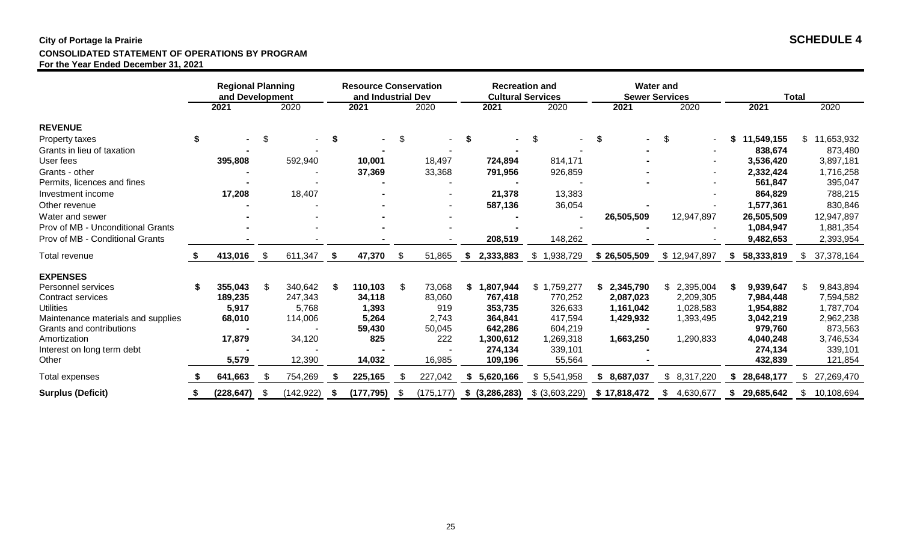**City of Portage la Prairie**

**SCHEDULE 4**

**CONSOLIDATED STATEMENT OF OPERATIONS BY PROGRAM**

**For the Year Ended December 31, 2021**

| | Regional Planning and Development | | Resource Conservation and Industrial Dev | | Recreation and Cultural Services | | Water and Sewer Services | | Total | |
|---|---|---|---|---|---|---|---|---|---|---|
| | **2021** | 2020 | **2021** | 2020 | **2021** | 2020 | **2021** | 2020 | **2021** | 2020 |
| **REVENUE** | | | | | | | | | | |
| Property taxes | **$ -** | $ - | **$ -** | $ - | **$ -** | $ - | **$ -** | $ - | **$ 11,549,155** | $ 11,653,932 |
| Grants in lieu of taxation | **-** | - | **-** | - | **-** | - | **-** | - | **838,674** | 873,480 |
| User fees | **395,808** | 592,940 | **10,001** | 18,497 | **724,894** | 814,171 | **-** | - | **3,536,420** | 3,897,181 |
| Grants - other | **-** | - | **37,369** | 33,368 | **791,956** | 926,859 | **-** | - | **2,332,424** | 1,716,258 |
| Permits, licences and fines | **-** | - | **-** | - | **-** | - | **-** | - | **561,847** | 395,047 |
| Investment income | **17,208** | 18,407 | **-** | - | **21,378** | 13,383 | | - | **864,829** | 788,215 |
| Other revenue | **-** | - | **-** | - | **587,136** | 36,054 | **-** | - | **1,577,361** | 830,846 |
| Water and sewer | **-** | - | **-** | - | **-** | - | **26,505,509** | 12,947,897 | **26,505,509** | 12,947,897 |
| Prov of MB - Unconditional Grants | **-** | - | **-** | - | **-** | - | **-** | - | **1,084,947** | 1,881,354 |
| Prov of MB - Conditional Grants | **-** | - | **-** | - | **208,519** | 148,262 | **-** | - | **9,482,653** | 2,393,954 |
| Total revenue | **$ 413,016** | $ 611,347 | **$ 47,370** | $ 51,865 | **$ 2,333,883** | $ 1,938,729 | **$ 26,505,509** | $ 12,947,897 | **$ 58,333,819** | $ 37,378,164 |
| **EXPENSES** | | | | | | | | | | |
| Personnel services | **$ 355,043** | $ 340,642 | **$ 110,103** | $ 73,068 | **$ 1,807,944** | $ 1,759,277 | **$ 2,345,790** | $ 2,395,004 | **$ 9,939,647** | $ 9,843,894 |
| Contract services | **189,235** | 247,343 | **34,118** | 83,060 | **767,418** | 770,252 | **2,087,023** | 2,209,305 | **7,984,448** | 7,594,582 |
| Utilities | **5,917** | 5,768 | **1,393** | 919 | **353,735** | 326,633 | **1,161,042** | 1,028,583 | **1,954,882** | 1,787,704 |
| Maintenance materials and supplies | **68,010** | 114,006 | **5,264** | 2,743 | **364,841** | 417,594 | **1,429,932** | 1,393,495 | **3,042,219** | 2,962,238 |
| Grants and contributions | **-** | - | **59,430** | 50,045 | **642,286** | 604,219 | **-** | | **979,760** | 873,563 |
| Amortization | **17,879** | 34,120 | **825** | 222 | **1,300,612** | 1,269,318 | **1,663,250** | 1,290,833 | **4,040,248** | 3,746,534 |
| Interest on long term debt | **-** | - | **-** | - | **274,134** | 339,101 | **-** | | **274,134** | 339,101 |
| Other | **5,579** | 12,390 | **14,032** | 16,985 | **109,196** | 55,564 | **-** | | **432,839** | 121,854 |
| Total expenses | **$ 641,663** | $ 754,269 | **$ 225,165** | $ 227,042 | **$ 5,620,166** | $ 5,541,958 | **$ 8,687,037** | $ 8,317,220 | **$ 28,648,177** | $ 27,269,470 |
| **Surplus (Deficit)** | **$ (228,647)** | $ (142,922) | **$ (177,795)** | $ (175,177) | **$ (3,286,283)** | $ (3,603,229) | **$ 17,818,472** | $ 4,630,677 | **$ 29,685,642** | $ 10,108,694 |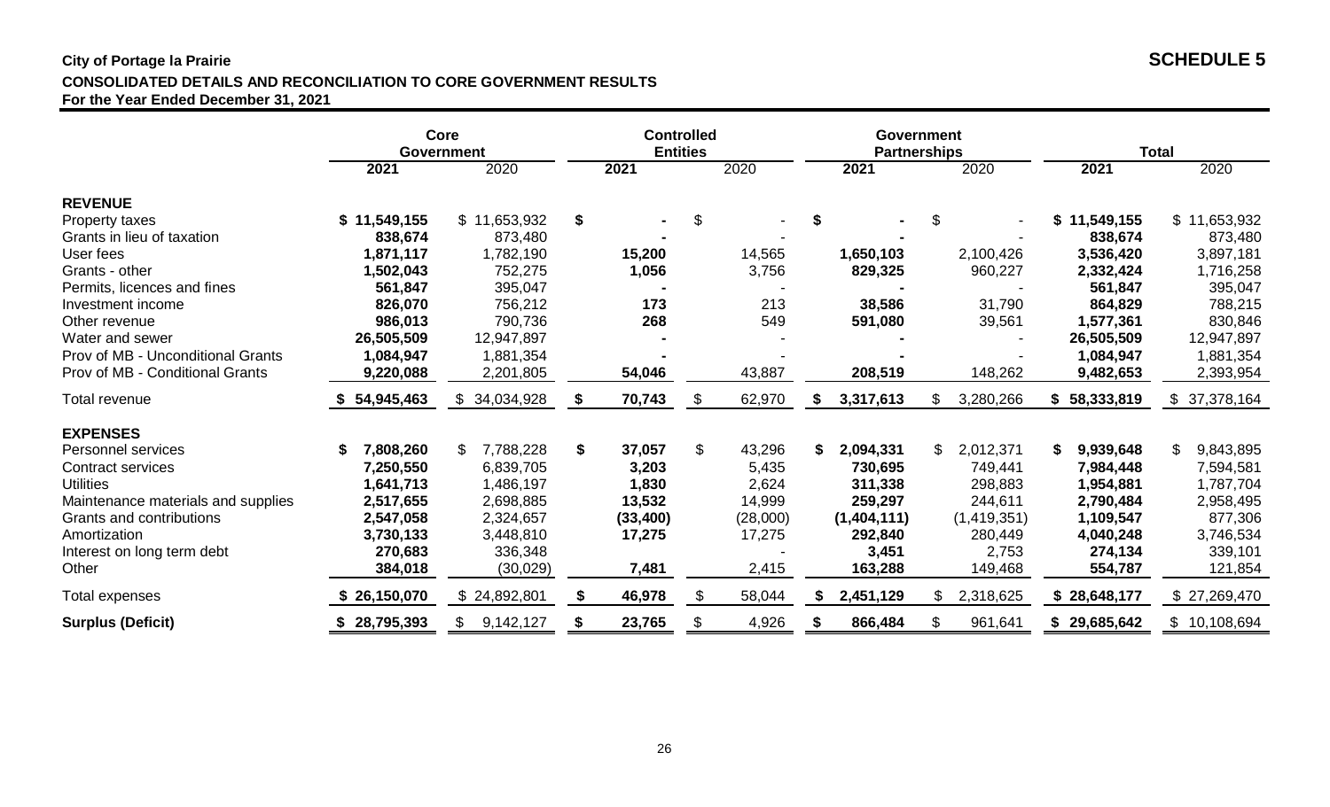**City of Portage la Prairie**

**SCHEDULE 5**

**CONSOLIDATED DETAILS AND RECONCILIATION TO CORE GOVERNMENT RESULTS**

**For the Year Ended December 31, 2021**

| | Core Government | | Controlled Entities | | Government Partnerships | | Total | |
|---|---|---|---|---|---|---|---|---|
| | **2021** | 2020 | **2021** | 2020 | **2021** | 2020 | **2021** | 2020 |
| **REVENUE** | | | | | | | | |
| Property taxes | **$ 11,549,155** | $ 11,653,932 | **$ -** | $ - | **$ -** | $ - | **$ 11,549,155** | $ 11,653,932 |
| Grants in lieu of taxation | **838,674** | 873,480 | **-** | - | **-** | - | **838,674** | 873,480 |
| User fees | **1,871,117** | 1,782,190 | **15,200** | 14,565 | **1,650,103** | 2,100,426 | **3,536,420** | 3,897,181 |
| Grants - other | **1,502,043** | 752,275 | **1,056** | 3,756 | **829,325** | 960,227 | **2,332,424** | 1,716,258 |
| Permits, licences and fines | **561,847** | 395,047 | **-** | - | **-** | - | **561,847** | 395,047 |
| Investment income | **826,070** | 756,212 | **173** | 213 | **38,586** | 31,790 | **864,829** | 788,215 |
| Other revenue | **986,013** | 790,736 | **268** | 549 | **591,080** | 39,561 | **1,577,361** | 830,846 |
| Water and sewer | **26,505,509** | 12,947,897 | **-** | - | **-** | - | **26,505,509** | 12,947,897 |
| Prov of MB - Unconditional Grants | **1,084,947** | 1,881,354 | **-** | - | **-** | - | **1,084,947** | 1,881,354 |
| Prov of MB - Conditional Grants | **9,220,088** | 2,201,805 | **54,046** | 43,887 | **208,519** | 148,262 | **9,482,653** | 2,393,954 |
| Total revenue | **$ 54,945,463** | $ 34,034,928 | **$ 70,743** | $ 62,970 | **$ 3,317,613** | $ 3,280,266 | **$ 58,333,819** | $ 37,378,164 |
| **EXPENSES** | | | | | | | | |
| Personnel services | **$ 7,808,260** | $ 7,788,228 | **$ 37,057** | $ 43,296 | **$ 2,094,331** | $ 2,012,371 | **$ 9,939,648** | $ 9,843,895 |
| Contract services | **7,250,550** | 6,839,705 | **3,203** | 5,435 | **730,695** | 749,441 | **7,984,448** | 7,594,581 |
| Utilities | **1,641,713** | 1,486,197 | **1,830** | 2,624 | **311,338** | 298,883 | **1,954,881** | 1,787,704 |
| Maintenance materials and supplies | **2,517,655** | 2,698,885 | **13,532** | 14,999 | **259,297** | 244,611 | **2,790,484** | 2,958,495 |
| Grants and contributions | **2,547,058** | 2,324,657 | **(33,400)** | (28,000) | **(1,404,111)** | (1,419,351) | **1,109,547** | 877,306 |
| Amortization | **3,730,133** | 3,448,810 | **17,275** | 17,275 | **292,840** | 280,449 | **4,040,248** | 3,746,534 |
| Interest on long term debt | **270,683** | 336,348 | | - | **3,451** | 2,753 | **274,134** | 339,101 |
| Other | **384,018** | (30,029) | **7,481** | 2,415 | **163,288** | 149,468 | **554,787** | 121,854 |
| Total expenses | **$ 26,150,070** | $ 24,892,801 | **$ 46,978** | $ 58,044 | **$ 2,451,129** | $ 2,318,625 | **$ 28,648,177** | $ 27,269,470 |
| **Surplus (Deficit)** | **$ 28,795,393** | $ 9,142,127 | **$ 23,765** | $ 4,926 | **$ 866,484** | $ 961,641 | **$ 29,685,642** | $ 10,108,694 |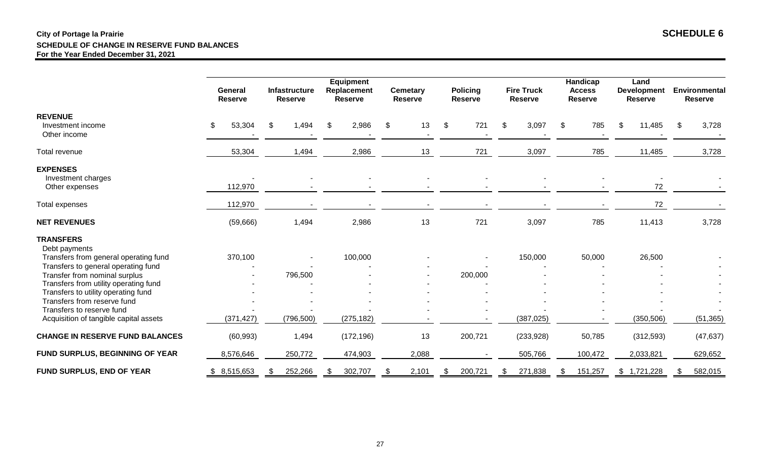**City of Portage la Prairie**

**SCHEDULE 6**

**SCHEDULE OF CHANGE IN RESERVE FUND BALANCES**

**For the Year Ended December 31, 2021**

| | General Reserve | Infastructure Reserve | Equipment Replacement Reserve | Cemetary Reserve | Policing Reserve | Fire Truck Reserve | Handicap Access Reserve | Land Development Reserve | Environmental Reserve |
|---|---|---|---|---|---|---|---|---|---|
| **REVENUE** | | | | | | | | | |
| Investment income | $ 53,304 | $ 1,494 | $ 2,986 | $ 13 | $ 721 | $ 3,097 | $ 785 | $ 11,485 | $ 3,728 |
| Other income | - | - | - | - | - | - | - | - | - |
| Total revenue | 53,304 | 1,494 | 2,986 | 13 | 721 | 3,097 | 785 | 11,485 | 3,728 |
| **EXPENSES** | | | | | | | | | |
| Investment charges | - | - | - | - | - | - | - | - | - |
| Other expenses | 112,970 | - | - | - | - | - | - | 72 | - |
| Total expenses | 112,970 | - | - | - | - | - | - | 72 | - |
| **NET REVENUES** | (59,666) | 1,494 | 2,986 | 13 | 721 | 3,097 | 785 | 11,413 | 3,728 |
| **TRANSFERS** | | | | | | | | | |
| Debt payments | | | | | | | | | |
| Transfers from general operating fund | 370,100 | - | 100,000 | - | - | 150,000 | 50,000 | 26,500 | - |
| Transfers to general operating fund | - | - | - | - | - | - | - | - | - |
| Transfer from nominal surplus | - | 796,500 | - | - | 200,000 | - | - | - | - |
| Transfers from utility operating fund | - | - | - | - | - | - | - | - | - |
| Transfers to utility operating fund | - | - | - | - | - | - | - | - | - |
| Transfers from reserve fund | - | - | - | - | - | - | - | - | - |
| Transfers to reserve fund | - | - | - | - | - | - | - | - | - |
| Acquisition of tangible capital assets | (371,427) | (796,500) | (275,182) | - | - | (387,025) | - | (350,506) | (51,365) |
| **CHANGE IN RESERVE FUND BALANCES** | (60,993) | 1,494 | (172,196) | 13 | 200,721 | (233,928) | 50,785 | (312,593) | (47,637) |
| **FUND SURPLUS, BEGINNING OF YEAR** | 8,576,646 | 250,772 | 474,903 | 2,088 | - | 505,766 | 100,472 | 2,033,821 | 629,652 |
| **FUND SURPLUS, END OF YEAR** | $ 8,515,653 | $ 252,266 | $ 302,707 | $ 2,101 | $ 200,721 | $ 271,838 | $ 151,257 | $ 1,721,228 | $ 582,015 |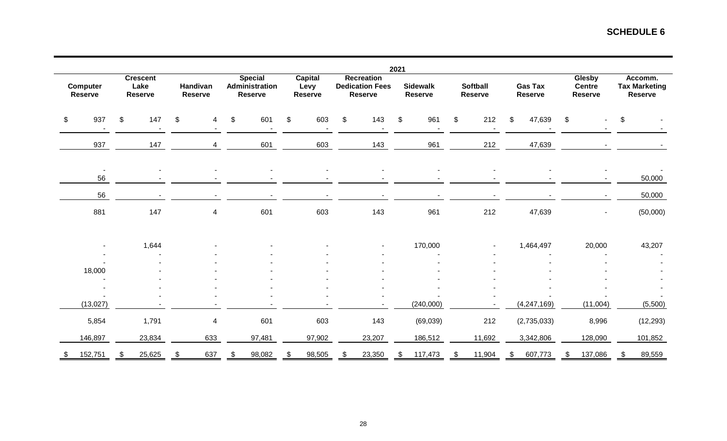## SCHEDULE 6

| 2021 | | | | | | | | | | |
|---|---|---|---|---|---|---|---|---|---|---|
| Computer Reserve | Crescent Lake Reserve | Handivan Reserve | Special Administration Reserve | Capital Levy Reserve | Recreation Dedication Fees Reserve | Sidewalk Reserve | Softball Reserve | Gas Tax Reserve | Glesby Centre Reserve | Accomm. Tax Marketing Reserve |
| $ 937 | $ 147 | $ 4 | $ 601 | $ 603 | $ 143 | $ 961 | $ 212 | $ 47,639 | $ - | $ - |
| - | - | - | - | - | - | - | - | - | - | - |
| 937 | 147 | 4 | 601 | 603 | 143 | 961 | 212 | 47,639 | - | - |
| - | - | - | - | - | - | - | - | - | - | - |
| 56 | - | - | - | - | - | - | - | - | - | 50,000 |
| 56 | - | - | - | - | - | - | - | - | - | 50,000 |
| 881 | 147 | 4 | 601 | 603 | 143 | 961 | 212 | 47,639 | - | (50,000) |
| - | 1,644 | - | - | - | - | 170,000 | - | 1,464,497 | 20,000 | 43,207 |
| - | - | - | - | - | - | - | - | - | - | - |
| - | - | - | - | - | - | - | - | - | - | - |
| 18,000 | - | - | - | - | - | - | - | - | - | - |
| - | - | - | - | - | - | - | - | - | - | - |
| - | - | - | - | - | - | - | - | - | - | - |
| - | - | - | - | - | - | - | - | - | - | - |
| (13,027) | - | - | - | - | - | (240,000) | - | (4,247,169) | (11,004) | (5,500) |
| 5,854 | 1,791 | 4 | 601 | 603 | 143 | (69,039) | 212 | (2,735,033) | 8,996 | (12,293) |
| 146,897 | 23,834 | 633 | 97,481 | 97,902 | 23,207 | 186,512 | 11,692 | 3,342,806 | 128,090 | 101,852 |
| $ 152,751 | $ 25,625 | $ 637 | $ 98,082 | $ 98,505 | $ 23,350 | $ 117,473 | $ 11,904 | $ 607,773 | $ 137,086 | $ 89,559 |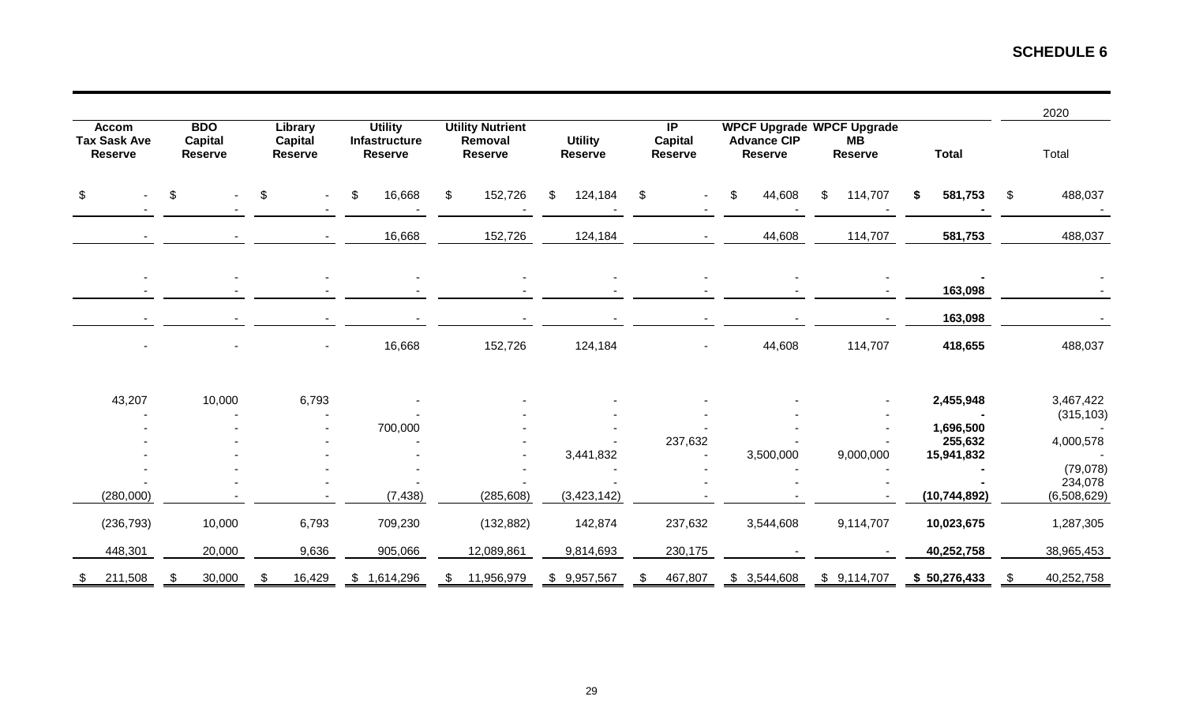**SCHEDULE 6**

| Accom Tax Sask Ave Reserve | BDO Capital Reserve | Library Capital Reserve | Utility Infastructure Reserve | Utility Nutrient Removal Reserve | Utility Reserve | IP Capital Reserve | WPCF Upgrade Advance CIP Reserve | WPCF Upgrade MB Reserve | Total | 2020 Total |
|---|---|---|---|---|---|---|---|---|---|---|
| $ - | $ - | $ - | $ 16,668 | $ 152,726 | $ 124,184 | $ - | $ 44,608 | $ 114,707 | **$ 581,753** | $ 488,037 |
| - | - | - | - | - | - | - | - | - | **-** | - |
| - | - | - | 16,668 | 152,726 | 124,184 | - | 44,608 | 114,707 | **581,753** | 488,037 |
| - | - | - | - | - | - | - | - | - | **-** | - |
| - | - | - | - | - | - | - | - | - | **163,098** | - |
| - | - | - | - | - | - | - | - | - | **163,098** | - |
| - | - | - | 16,668 | 152,726 | 124,184 | - | 44,608 | 114,707 | **418,655** | 488,037 |
| 43,207 | 10,000 | 6,793 | - | - | - | - | - | - | **2,455,948** | 3,467,422 |
| - | - | - | - | - | - | - | - | - | **-** | (315,103) |
| - | - | - | 700,000 | - | - | - | - | - | **1,696,500** | - |
| - | - | - | - | - | - | 237,632 | - | - | **255,632** | 4,000,578 |
| - | - | - | - | - | 3,441,832 | - | 3,500,000 | 9,000,000 | **15,941,832** | - |
| - | - | - | - | - | - | - | - | - | **-** | (79,078) |
| - | - | - | - | - | - | - | - | - | **-** | 234,078 |
| (280,000) | - | - | (7,438) | (285,608) | (3,423,142) | - | - | - | **(10,744,892)** | (6,508,629) |
| (236,793) | 10,000 | 6,793 | 709,230 | (132,882) | 142,874 | 237,632 | 3,544,608 | 9,114,707 | **10,023,675** | 1,287,305 |
| 448,301 | 20,000 | 9,636 | 905,066 | 12,089,861 | 9,814,693 | 230,175 | - | - | **40,252,758** | 38,965,453 |
| $ 211,508 | $ 30,000 | $ 16,429 | $ 1,614,296 | $ 11,956,979 | $ 9,957,567 | $ 467,807 | $ 3,544,608 | $ 9,114,707 | **$ 50,276,433** | $ 40,252,758 |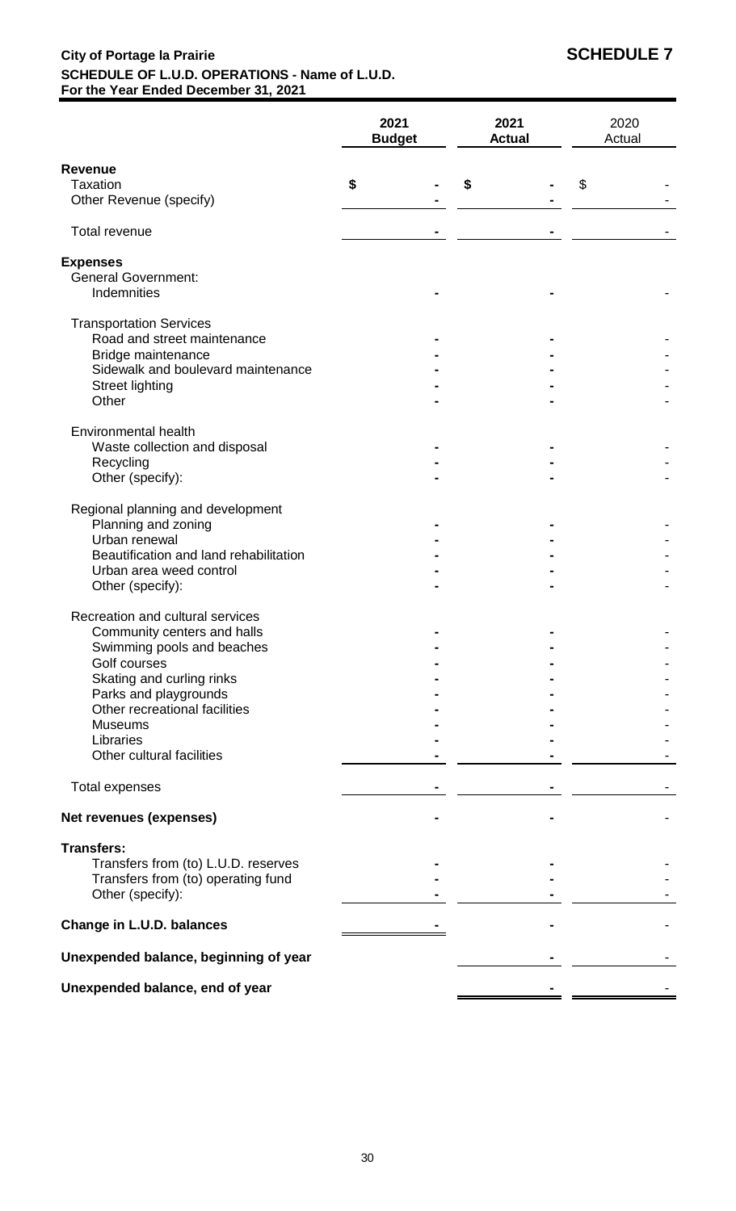**City of Portage la Prairie** **SCHEDULE 7**

**SCHEDULE OF L.U.D. OPERATIONS - Name of L.U.D.**

**For the Year Ended December 31, 2021**

| | 2021 Budget | 2021 Actual | 2020 Actual |
|---|---|---|---|
| **Revenue** | | | |
| Taxation | $ - | $ - | $ - |
| Other Revenue (specify) | - | - | - |
| Total revenue | - | - | - |
| **Expenses** | | | |
| General Government: | | | |
| Indemnities | - | - | - |
| Transportation Services | | | |
| Road and street maintenance | - | - | - |
| Bridge maintenance | - | - | - |
| Sidewalk and boulevard maintenance | - | - | - |
| Street lighting | - | - | - |
| Other | - | - | - |
| Environmental health | | | |
| Waste collection and disposal | - | - | - |
| Recycling | - | - | - |
| Other (specify): | - | - | - |
| Regional planning and development | | | |
| Planning and zoning | - | - | - |
| Urban renewal | - | - | - |
| Beautification and land rehabilitation | - | - | - |
| Urban area weed control | - | - | - |
| Other (specify): | - | - | - |
| Recreation and cultural services | | | |
| Community centers and halls | - | - | - |
| Swimming pools and beaches | - | - | - |
| Golf courses | - | - | - |
| Skating and curling rinks | - | - | - |
| Parks and playgrounds | - | - | - |
| Other recreational facilities | - | - | - |
| Museums | - | - | - |
| Libraries | - | - | - |
| Other cultural facilities | - | - | - |
| Total expenses | - | - | - |
| **Net revenues (expenses)** | - | - | - |
| **Transfers:** | | | |
| Transfers from (to) L.U.D. reserves | - | - | - |
| Transfers from (to) operating fund | - | - | - |
| Other (specify): | - | - | - |
| **Change in L.U.D. balances** | - | - | - |
| **Unexpended balance, beginning of year** | | - | - |
| **Unexpended balance, end of year** | | - | - |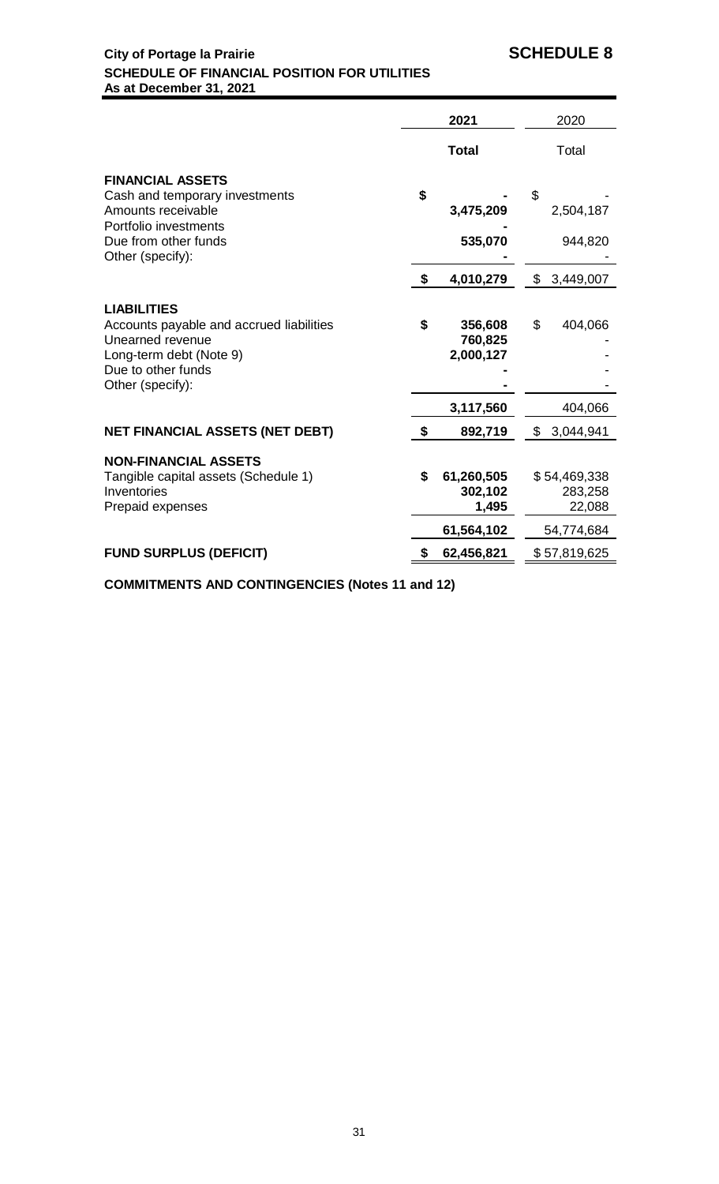**City of Portage la Prairie**

# SCHEDULE 8

**SCHEDULE OF FINANCIAL POSITION FOR UTILITIES**
**As at December 31, 2021**

| | 2021 | 2020 |
|---|---|---|
| | **Total** | Total |
| **FINANCIAL ASSETS** | | |
| Cash and temporary investments | $ - | $ - |
| Amounts receivable | 3,475,209 | 2,504,187 |
| Portfolio investments | - | |
| Due from other funds | 535,070 | 944,820 |
| Other (specify): | - | - |
| | $ 4,010,279 | $ 3,449,007 |
| **LIABILITIES** | | |
| Accounts payable and accrued liabilities | $ 356,608 | $ 404,066 |
| Unearned revenue | 760,825 | - |
| Long-term debt (Note 9) | 2,000,127 | - |
| Due to other funds | - | - |
| Other (specify): | - | - |
| | 3,117,560 | 404,066 |
| **NET FINANCIAL ASSETS (NET DEBT)** | $ 892,719 | $ 3,044,941 |
| **NON-FINANCIAL ASSETS** | | |
| Tangible capital assets (Schedule 1) | $ 61,260,505 | $ 54,469,338 |
| Inventories | 302,102 | 283,258 |
| Prepaid expenses | 1,495 | 22,088 |
| | 61,564,102 | 54,774,684 |
| **FUND SURPLUS (DEFICIT)** | $ 62,456,821 | $ 57,819,625 |

**COMMITMENTS AND CONTINGENCIES (Notes 11 and 12)**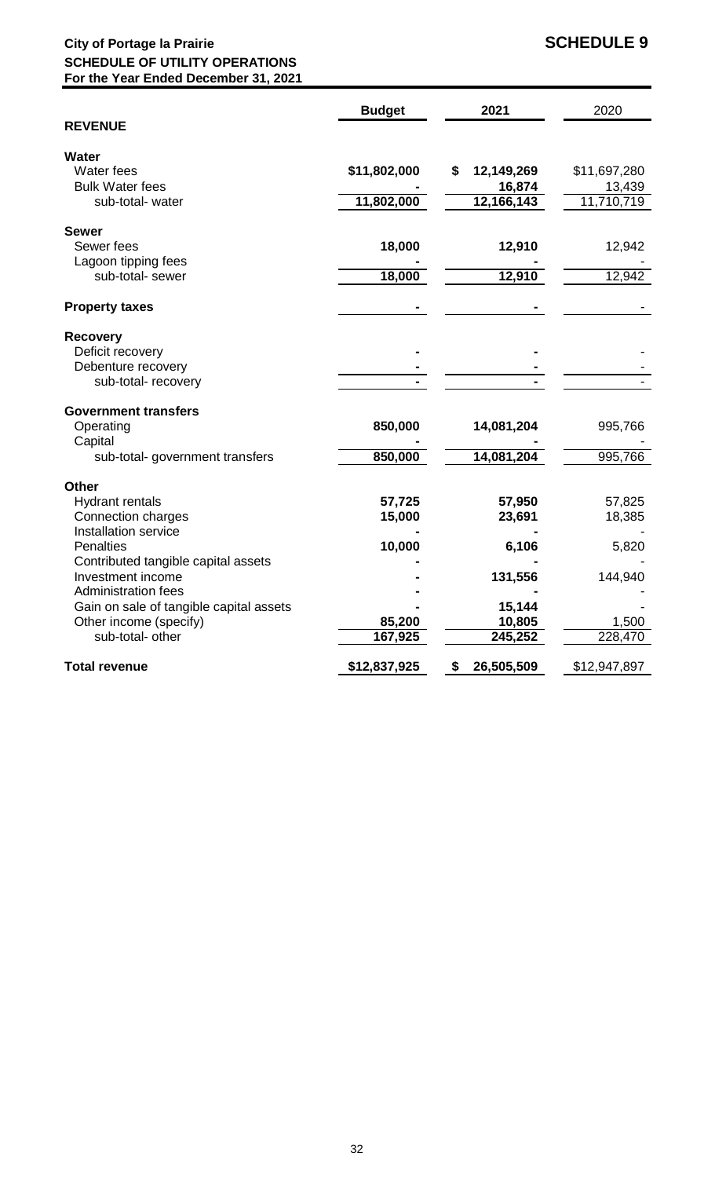**City of Portage la Prairie** **SCHEDULE 9**

**SCHEDULE OF UTILITY OPERATIONS**

**For the Year Ended December 31, 2021**

| | Budget | 2021 | 2020 |
|---|---|---|---|
| **REVENUE** | | | |
| **Water** | | | |
| Water fees | $11,802,000 | $ 12,149,269 | $11,697,280 |
| Bulk Water fees | - | 16,874 | 13,439 |
| sub-total- water | 11,802,000 | 12,166,143 | 11,710,719 |
| **Sewer** | | | |
| Sewer fees | 18,000 | 12,910 | 12,942 |
| Lagoon tipping fees | - | - | - |
| sub-total- sewer | 18,000 | 12,910 | 12,942 |
| **Property taxes** | - | - | - |
| **Recovery** | | | |
| Deficit recovery | - | - | - |
| Debenture recovery | - | - | - |
| sub-total- recovery | - | - | - |
| **Government transfers** | | | |
| Operating | 850,000 | 14,081,204 | 995,766 |
| Capital | - | - | - |
| sub-total- government transfers | 850,000 | 14,081,204 | 995,766 |
| **Other** | | | |
| Hydrant rentals | 57,725 | 57,950 | 57,825 |
| Connection charges | 15,000 | 23,691 | 18,385 |
| Installation service | - | - | - |
| Penalties | 10,000 | 6,106 | 5,820 |
| Contributed tangible capital assets | - | - | - |
| Investment income | - | 131,556 | 144,940 |
| Administration fees | - | - | - |
| Gain on sale of tangible capital assets | - | 15,144 | - |
| Other income (specify) | 85,200 | 10,805 | 1,500 |
| sub-total- other | 167,925 | 245,252 | 228,470 |
| **Total revenue** | $12,837,925 | $ 26,505,509 | $12,947,897 |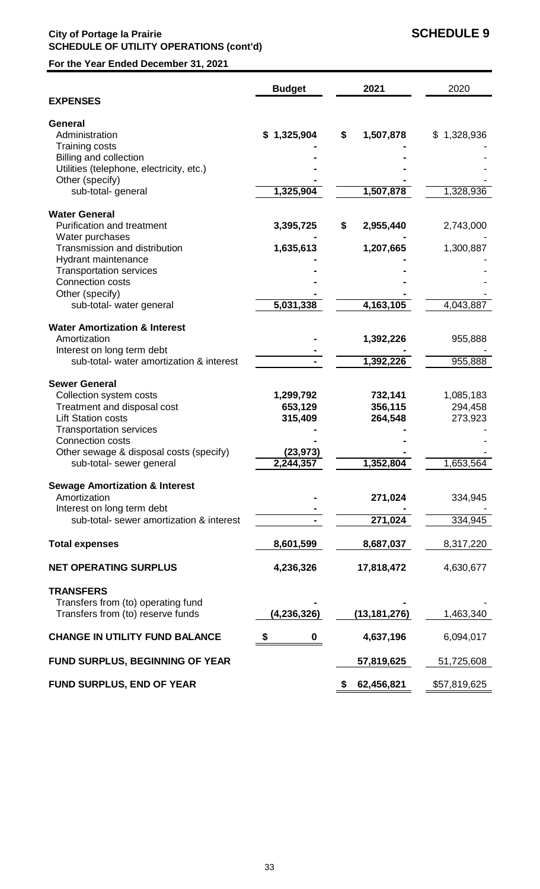**City of Portage la Prairie** **SCHEDULE 9**
**SCHEDULE OF UTILITY OPERATIONS (cont'd)**

**For the Year Ended December 31, 2021**

| | Budget | 2021 | 2020 |
|---|---|---|---|
| **EXPENSES** | | | |
| **General** | | | |
| Administration | $ 1,325,904 | $ 1,507,878 | $ 1,328,936 |
| Training costs | - | - | - |
| Billing and collection | - | - | - |
| Utilities (telephone, electricity, etc.) | - | - | - |
| Other (specify) | - | - | - |
| sub-total- general | 1,325,904 | 1,507,878 | 1,328,936 |
| **Water General** | | | |
| Purification and treatment | 3,395,725 | $ 2,955,440 | 2,743,000 |
| Water purchases | - | - | - |
| Transmission and distribution | 1,635,613 | 1,207,665 | 1,300,887 |
| Hydrant maintenance | - | - | - |
| Transportation services | - | - | - |
| Connection costs | - | - | - |
| Other (specify) | - | - | - |
| sub-total- water general | 5,031,338 | 4,163,105 | 4,043,887 |
| **Water Amortization & Interest** | | | |
| Amortization | - | 1,392,226 | 955,888 |
| Interest on long term debt | - | - | - |
| sub-total- water amortization & interest | - | 1,392,226 | 955,888 |
| **Sewer General** | | | |
| Collection system costs | 1,299,792 | 732,141 | 1,085,183 |
| Treatment and disposal cost | 653,129 | 356,115 | 294,458 |
| Lift Station costs | 315,409 | 264,548 | 273,923 |
| Transportation services | - | - | - |
| Connection costs | - | - | - |
| Other sewage & disposal costs (specify) | (23,973) | - | - |
| sub-total- sewer general | 2,244,357 | 1,352,804 | 1,653,564 |
| **Sewage Amortization & Interest** | | | |
| Amortization | - | 271,024 | 334,945 |
| Interest on long term debt | - | - | - |
| sub-total- sewer amortization & interest | - | 271,024 | 334,945 |
| **Total expenses** | 8,601,599 | 8,687,037 | 8,317,220 |
| **NET OPERATING SURPLUS** | 4,236,326 | 17,818,472 | 4,630,677 |
| **TRANSFERS** | | | |
| Transfers from (to) operating fund | - | - | - |
| Transfers from (to) reserve funds | (4,236,326) | (13,181,276) | 1,463,340 |
| **CHANGE IN UTILITY FUND BALANCE** | $ 0 | 4,637,196 | 6,094,017 |
| **FUND SURPLUS, BEGINNING OF YEAR** | | 57,819,625 | 51,725,608 |
| **FUND SURPLUS, END OF YEAR** | | $ 62,456,821 | $57,819,625 |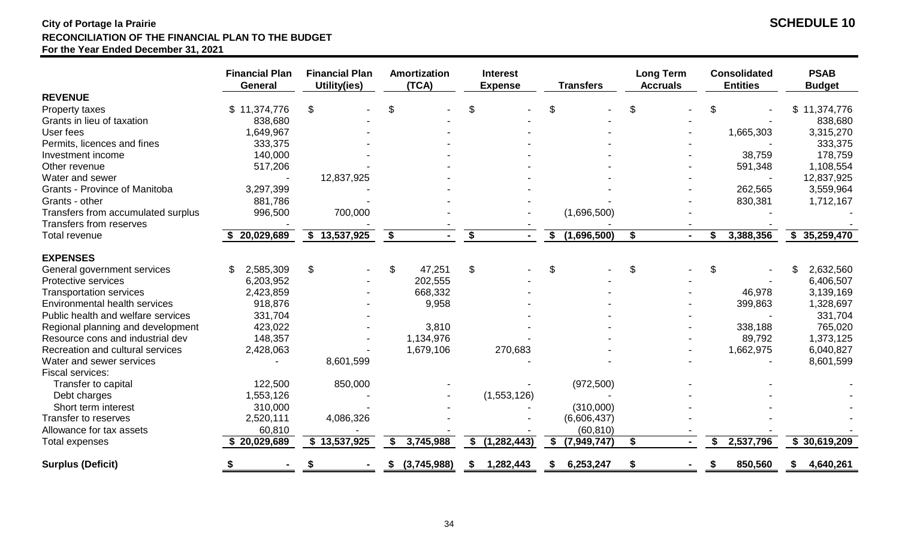**City of Portage la Prairie**

**SCHEDULE 10**

**RECONCILIATION OF THE FINANCIAL PLAN TO THE BUDGET**

**For the Year Ended December 31, 2021**

| | Financial Plan General | Financial Plan Utility(ies) | Amortization (TCA) | Interest Expense | Transfers | Long Term Accruals | Consolidated Entities | PSAB Budget |
|---|---|---|---|---|---|---|---|---|
| **REVENUE** | | | | | | | | |
| Property taxes | $ 11,374,776 | $ - | $ - | $ - | $ - | $ - | $ - | $ 11,374,776 |
| Grants in lieu of taxation | 838,680 | - | - | - | - | - | - | 838,680 |
| User fees | 1,649,967 | - | - | - | - | - | 1,665,303 | 3,315,270 |
| Permits, licences and fines | 333,375 | - | - | - | - | - | - | 333,375 |
| Investment income | 140,000 | - | - | - | - | - | 38,759 | 178,759 |
| Other revenue | 517,206 | - | - | - | - | - | 591,348 | 1,108,554 |
| Water and sewer | - | 12,837,925 | - | - | - | - | - | 12,837,925 |
| Grants - Province of Manitoba | 3,297,399 | - | - | - | - | - | 262,565 | 3,559,964 |
| Grants - other | 881,786 | - | - | - | - | - | 830,381 | 1,712,167 |
| Transfers from accumulated surplus | 996,500 | 700,000 | - | - | (1,696,500) | - | - | - |
| Transfers from reserves | - | - | - | - | - | - | - | - |
| Total revenue | $ 20,029,689 | $ 13,537,925 | $ - | $ - | $ (1,696,500) | $ - | $ 3,388,356 | $ 35,259,470 |
| **EXPENSES** | | | | | | | | |
| General government services | $ 2,585,309 | $ - | $ 47,251 | $ - | $ - | $ - | $ - | $ 2,632,560 |
| Protective services | 6,203,952 | - | 202,555 | - | - | - | - | 6,406,507 |
| Transportation services | 2,423,859 | - | 668,332 | - | - | - | 46,978 | 3,139,169 |
| Environmental health services | 918,876 | - | 9,958 | - | - | - | 399,863 | 1,328,697 |
| Public health and welfare services | 331,704 | - | | - | - | - | - | 331,704 |
| Regional planning and development | 423,022 | - | 3,810 | - | - | - | 338,188 | 765,020 |
| Resource cons and industrial dev | 148,357 | - | 1,134,976 | | - | - | 89,792 | 1,373,125 |
| Recreation and cultural services | 2,428,063 | - | 1,679,106 | 270,683 | - | - | 1,662,975 | 6,040,827 |
| Water and sewer services | - | 8,601,599 | | - | - | - | - | 8,601,599 |
| Fiscal services: | | | | | | | | |
| Transfer to capital | 122,500 | 850,000 | - | - | (972,500) | - | - | - |
| Debt charges | 1,553,126 | - | - | (1,553,126) | | - | - | - |
| Short term interest | 310,000 | - | - | - | (310,000) | - | - | - |
| Transfer to reserves | 2,520,111 | 4,086,326 | - | - | (6,606,437) | - | - | - |
| Allowance for tax assets | 60,810 | - | - | - | (60,810) | - | - | - |
| Total expenses | $ 20,029,689 | $ 13,537,925 | $ 3,745,988 | $ (1,282,443) | $ (7,949,747) | $ - | $ 2,537,796 | $ 30,619,209 |
| **Surplus (Deficit)** | **$ -** | **$ -** | **$ (3,745,988)** | **$ 1,282,443** | **$ 6,253,247** | **$ -** | **$ 850,560** | **$ 4,640,261** |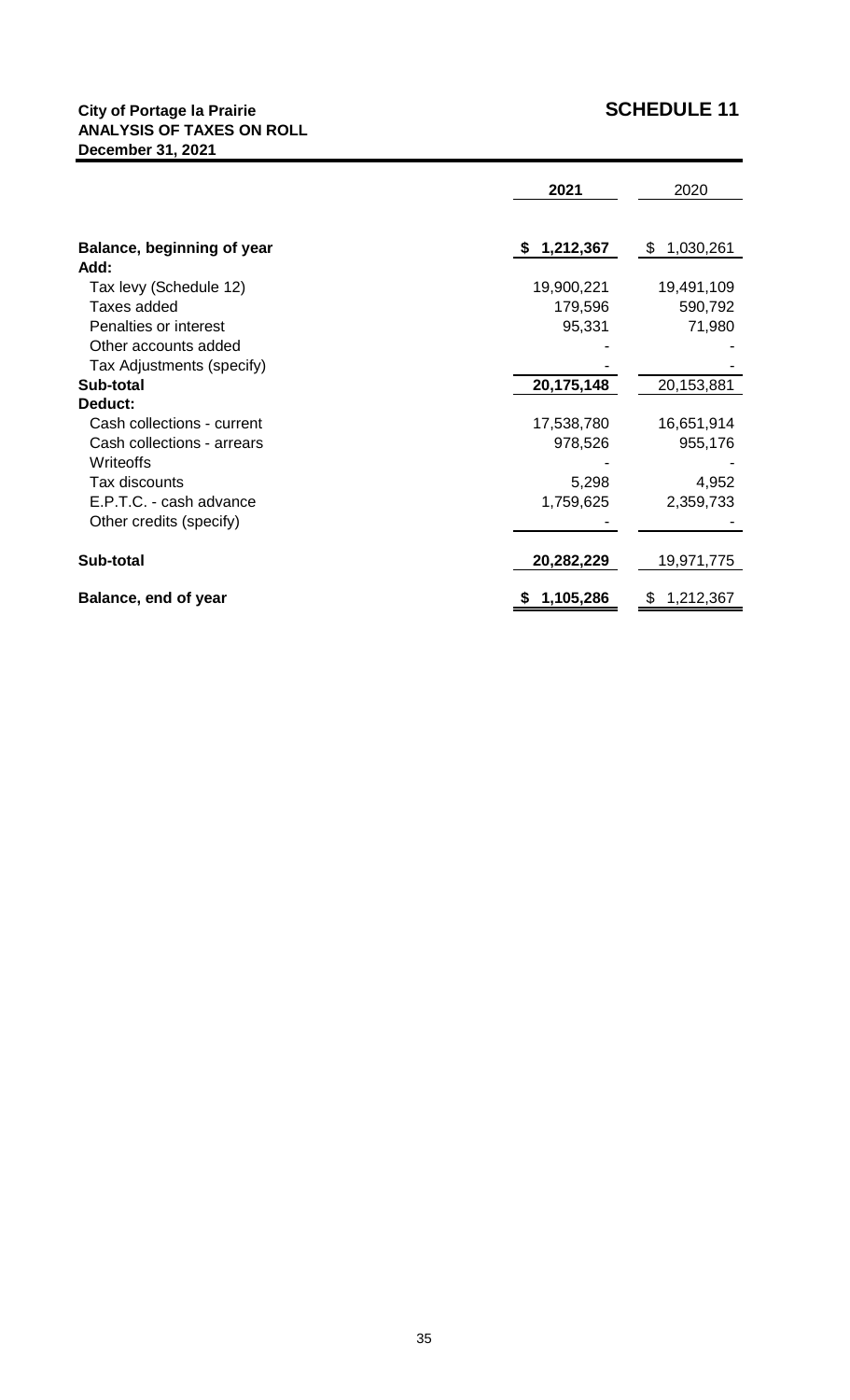**City of Portage la Prairie**
**ANALYSIS OF TAXES ON ROLL**
**December 31, 2021**

## SCHEDULE 11

| | 2021 | 2020 |
|---|---|---|
| **Balance, beginning of year** | **$ 1,212,367** | $ 1,030,261 |
| **Add:** | | |
| Tax levy (Schedule 12) | 19,900,221 | 19,491,109 |
| Taxes added | 179,596 | 590,792 |
| Penalties or interest | 95,331 | 71,980 |
| Other accounts added | - | - |
| Tax Adjustments (specify) | - | - |
| **Sub-total** | **20,175,148** | 20,153,881 |
| **Deduct:** | | |
| Cash collections - current | 17,538,780 | 16,651,914 |
| Cash collections - arrears | 978,526 | 955,176 |
| Writeoffs | - | - |
| Tax discounts | 5,298 | 4,952 |
| E.P.T.C. - cash advance | 1,759,625 | 2,359,733 |
| Other credits (specify) | - | - |
| **Sub-total** | **20,282,229** | 19,971,775 |
| **Balance, end of year** | **$ 1,105,286** | $ 1,212,367 |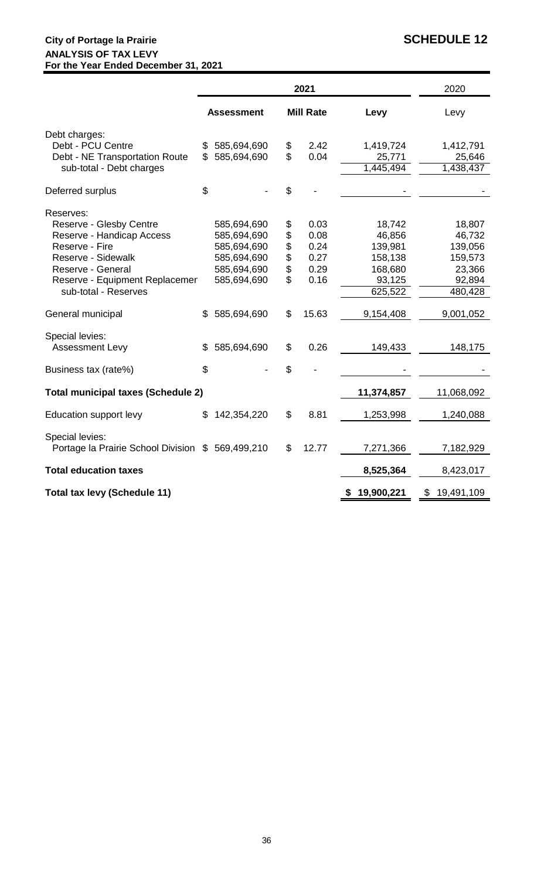**City of Portage la Prairie** **SCHEDULE 12**

**ANALYSIS OF TAX LEVY**

**For the Year Ended December 31, 2021**

| | 2021 | | | 2020 |
|---|---|---|---|---|
| | **Assessment** | **Mill Rate** | **Levy** | Levy |
| Debt charges: | | | | |
| Debt - PCU Centre | $ 585,694,690 | $ 2.42 | 1,419,724 | 1,412,791 |
| Debt - NE Transportation Route | $ 585,694,690 | $ 0.04 | 25,771 | 25,646 |
| sub-total - Debt charges | | | 1,445,494 | 1,438,437 |
| Deferred surplus | $ - | $ - | - | - |
| Reserves: | | | | |
| Reserve - Glesby Centre | 585,694,690 | $ 0.03 | 18,742 | 18,807 |
| Reserve - Handicap Access | 585,694,690 | $ 0.08 | 46,856 | 46,732 |
| Reserve - Fire | 585,694,690 | $ 0.24 | 139,981 | 139,056 |
| Reserve - Sidewalk | 585,694,690 | $ 0.27 | 158,138 | 159,573 |
| Reserve - General | 585,694,690 | $ 0.29 | 168,680 | 23,366 |
| Reserve - Equipment Replacemer | 585,694,690 | $ 0.16 | 93,125 | 92,894 |
| sub-total - Reserves | | | 625,522 | 480,428 |
| General municipal | $ 585,694,690 | $ 15.63 | 9,154,408 | 9,001,052 |
| Special levies: | | | | |
| Assessment Levy | $ 585,694,690 | $ 0.26 | 149,433 | 148,175 |
| Business tax (rate%) | $ - | $ - | - | - |
| **Total municipal taxes (Schedule 2)** | | | **11,374,857** | 11,068,092 |
| Education support levy | $ 142,354,220 | $ 8.81 | 1,253,998 | 1,240,088 |
| Special levies: | | | | |
| Portage la Prairie School Division | $ 569,499,210 | $ 12.77 | 7,271,366 | 7,182,929 |
| **Total education taxes** | | | **8,525,364** | 8,423,017 |
| **Total tax levy (Schedule 11)** | | | **$ 19,900,221** | $ 19,491,109 |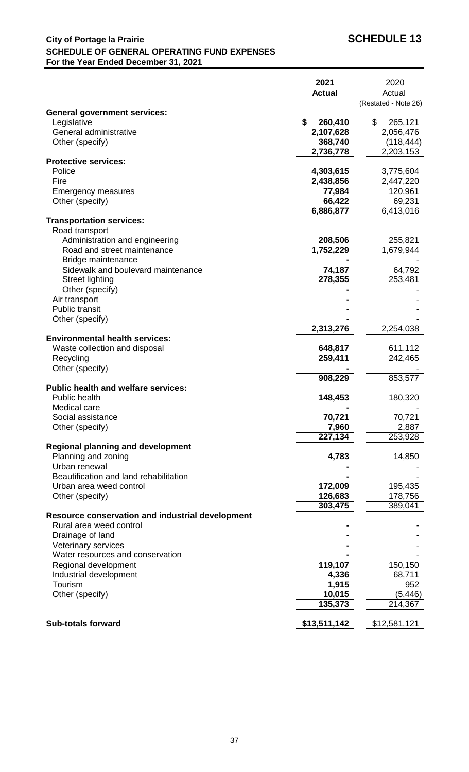**City of Portage la Prairie** **SCHEDULE 13**

**SCHEDULE OF GENERAL OPERATING FUND EXPENSES**

**For the Year Ended December 31, 2021**

| | **2021 Actual** | 2020 Actual (Restated - Note 26) |
|---|---|---|
| **General government services:** | | |
| Legislative | **$ 260,410** | $ 265,121 |
| General administrative | **2,107,628** | 2,056,476 |
| Other (specify) | **368,740** | (118,444) |
| | **2,736,778** | 2,203,153 |
| **Protective services:** | | |
| Police | **4,303,615** | 3,775,604 |
| Fire | **2,438,856** | 2,447,220 |
| Emergency measures | **77,984** | 120,961 |
| Other (specify) | **66,422** | 69,231 |
| | **6,886,877** | 6,413,016 |
| **Transportation services:** | | |
| Road transport | | |
| Administration and engineering | **208,506** | 255,821 |
| Road and street maintenance | **1,752,229** | 1,679,944 |
| Bridge maintenance | **-** | - |
| Sidewalk and boulevard maintenance | **74,187** | 64,792 |
| Street lighting | **278,355** | 253,481 |
| Other (specify) | **-** | - |
| Air transport | **-** | - |
| Public transit | **-** | - |
| Other (specify) | **-** | - |
| | **2,313,276** | 2,254,038 |
| **Environmental health services:** | | |
| Waste collection and disposal | **648,817** | 611,112 |
| Recycling | **259,411** | 242,465 |
| Other (specify) | **-** | - |
| | **908,229** | 853,577 |
| **Public health and welfare services:** | | |
| Public health | **148,453** | 180,320 |
| Medical care | **-** | - |
| Social assistance | **70,721** | 70,721 |
| Other (specify) | **7,960** | 2,887 |
| | **227,134** | 253,928 |
| **Regional planning and development** | | |
| Planning and zoning | **4,783** | 14,850 |
| Urban renewal | **-** | - |
| Beautification and land rehabilitation | **-** | - |
| Urban area weed control | **172,009** | 195,435 |
| Other (specify) | **126,683** | 178,756 |
| | **303,475** | 389,041 |
| **Resource conservation and industrial development** | | |
| Rural area weed control | **-** | - |
| Drainage of land | **-** | - |
| Veterinary services | **-** | - |
| Water resources and conservation | **-** | - |
| Regional development | **119,107** | 150,150 |
| Industrial development | **4,336** | 68,711 |
| Tourism | **1,915** | 952 |
| Other (specify) | **10,015** | (5,446) |
| | **135,373** | 214,367 |
| **Sub-totals forward** | **$13,511,142** | $12,581,121 |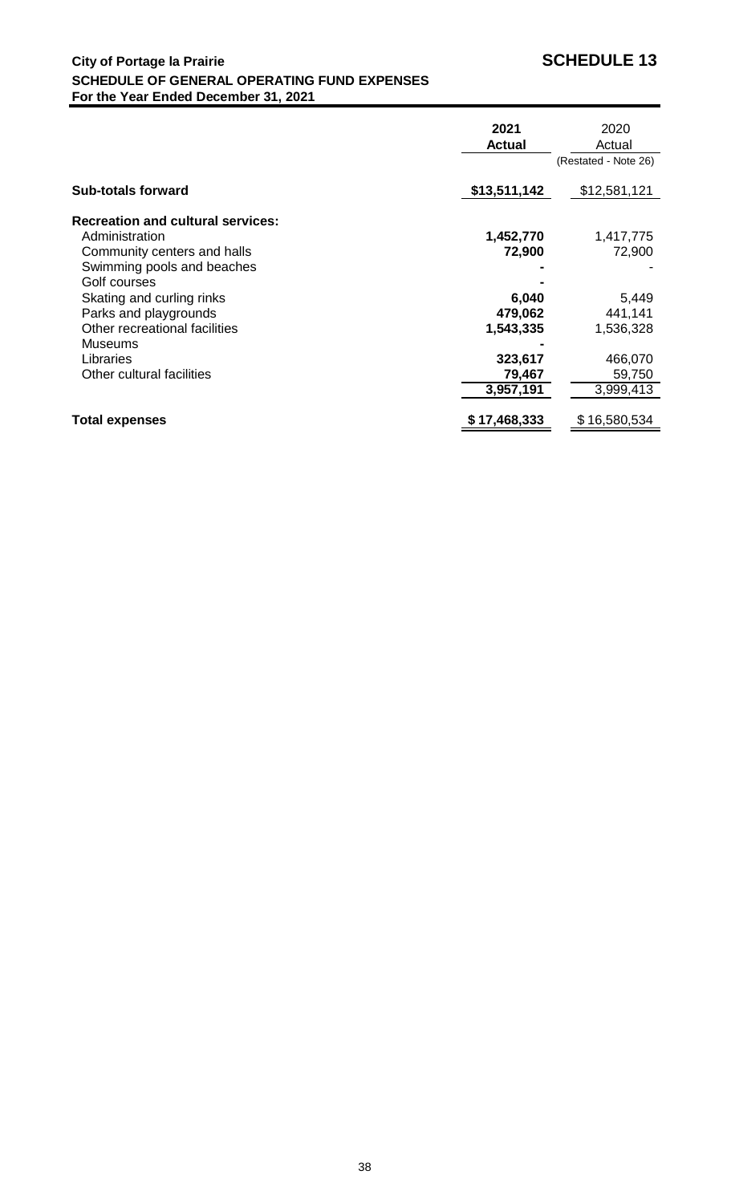**City of Portage la Prairie** **SCHEDULE 13**

**SCHEDULE OF GENERAL OPERATING FUND EXPENSES**

**For the Year Ended December 31, 2021**

| | **2021 Actual** | 2020 Actual (Restated - Note 26) |
|---|---|---|
| **Sub-totals forward** | **$13,511,142** | $12,581,121 |
| **Recreation and cultural services:** | | |
| Administration | **1,452,770** | 1,417,775 |
| Community centers and halls | **72,900** | 72,900 |
| Swimming pools and beaches | **-** | - |
| Golf courses | **-** | |
| Skating and curling rinks | **6,040** | 5,449 |
| Parks and playgrounds | **479,062** | 441,141 |
| Other recreational facilities | **1,543,335** | 1,536,328 |
| Museums | **-** | |
| Libraries | **323,617** | 466,070 |
| Other cultural facilities | **79,467** | 59,750 |
| | **3,957,191** | 3,999,413 |
| **Total expenses** | **$ 17,468,333** | $ 16,580,534 |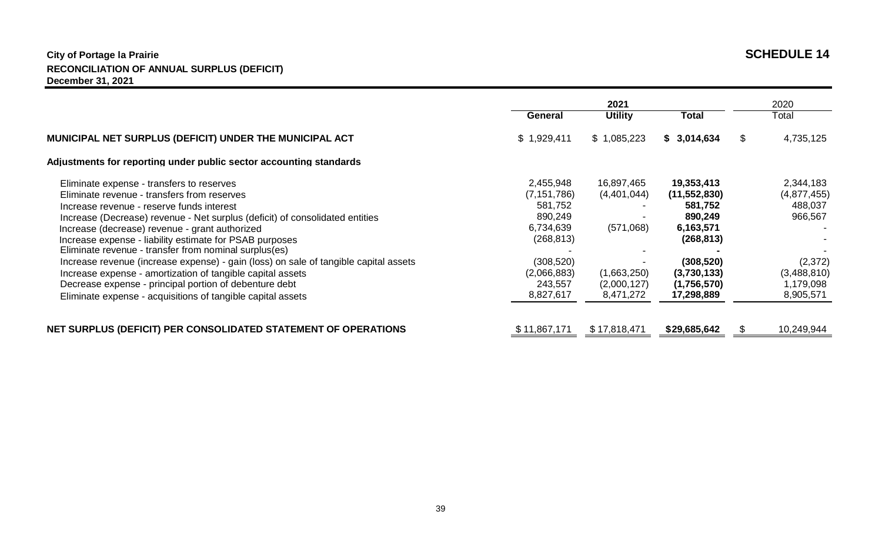**City of Portage la Prairie**

**SCHEDULE 14**

**RECONCILIATION OF ANNUAL SURPLUS (DEFICIT)**

**December 31, 2021**

| | 2021 | | | 2020 |
|---|---|---|---|---|
| | **General** | **Utility** | **Total** | Total |
| **MUNICIPAL NET SURPLUS (DEFICIT) UNDER THE MUNICIPAL ACT** | $ 1,929,411 | $ 1,085,223 | **$ 3,014,634** | $ 4,735,125 |
| **Adjustments for reporting under public sector accounting standards** | | | | |
| Eliminate expense - transfers to reserves | 2,455,948 | 16,897,465 | **19,353,413** | 2,344,183 |
| Eliminate revenue - transfers from reserves | (7,151,786) | (4,401,044) | **(11,552,830)** | (4,877,455) |
| Increase revenue - reserve funds interest | 581,752 | - | **581,752** | 488,037 |
| Increase (Decrease) revenue - Net surplus (deficit) of consolidated entities | 890,249 | - | **890,249** | 966,567 |
| Increase (decrease) revenue - grant authorized | 6,734,639 | (571,068) | **6,163,571** | - |
| Increase expense - liability estimate for PSAB purposes | (268,813) | | **(268,813)** | - |
| Eliminate revenue - transfer from nominal surplus(es) | - | - | **-** | - |
| Increase revenue (increase expense) - gain (loss) on sale of tangible capital assets | (308,520) | - | **(308,520)** | (2,372) |
| Increase expense - amortization of tangible capital assets | (2,066,883) | (1,663,250) | **(3,730,133)** | (3,488,810) |
| Decrease expense - principal portion of debenture debt | 243,557 | (2,000,127) | **(1,756,570)** | 1,179,098 |
| Eliminate expense - acquisitions of tangible capital assets | 8,827,617 | 8,471,272 | **17,298,889** | 8,905,571 |
| **NET SURPLUS (DEFICIT) PER CONSOLIDATED STATEMENT OF OPERATIONS** | $ 11,867,171 | $ 17,818,471 | **$29,685,642** | $ 10,249,944 |